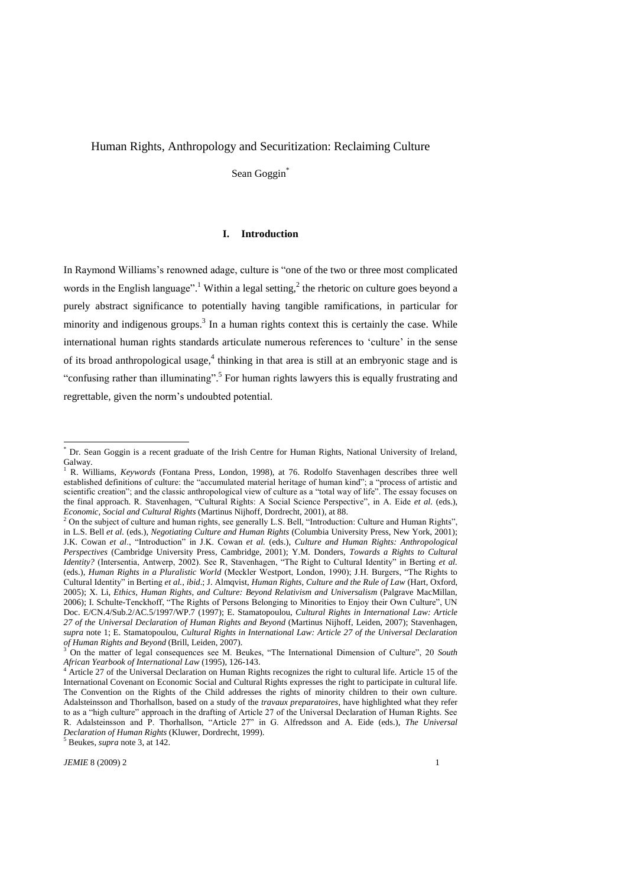# Human Rights, Anthropology and Securitization: Reclaiming Culture

Sean Goggin[*]

## I. Introduction

In Raymond Williams's renowned adage, culture is "one of the two or three most complicated words in the English language".[1] Within a legal setting,[2] the rhetoric on culture goes beyond a purely abstract significance to potentially having tangible ramifications, in particular for minority and indigenous groups.[3] In a human rights context this is certainly the case. While international human rights standards articulate numerous references to 'culture' in the sense of its broad anthropological usage,[4] thinking in that area is still at an embryonic stage and is "confusing rather than illuminating".[5] For human rights lawyers this is equally frustrating and regrettable, given the norm's undoubted potential.

---

[*] Dr. Sean Goggin is a recent graduate of the Irish Centre for Human Rights, National University of Ireland, Galway.

[1] R. Williams, *Keywords* (Fontana Press, London, 1998), at 76. Rodolfo Stavenhagen describes three well established definitions of culture: the "accumulated material heritage of human kind"; a "process of artistic and scientific creation"; and the classic anthropological view of culture as a "total way of life". The essay focuses on the final approach. R. Stavenhagen, "Cultural Rights: A Social Science Perspective", in A. Eide *et al.* (eds.), *Economic, Social and Cultural Rights* (Martinus Nijhoff, Dordrecht, 2001), at 88.

[2] On the subject of culture and human rights, see generally L.S. Bell, "Introduction: Culture and Human Rights", in L.S. Bell *et al.* (eds.), *Negotiating Culture and Human Rights* (Columbia University Press, New York, 2001); J.K. Cowan *et al.*, "Introduction" in J.K. Cowan *et al.* (eds.), *Culture and Human Rights: Anthropological Perspectives* (Cambridge University Press, Cambridge, 2001); Y.M. Donders, *Towards a Rights to Cultural Identity?* (Intersentia, Antwerp, 2002). See R, Stavenhagen, "The Right to Cultural Identity" in Berting *et al.* (eds.), *Human Rights in a Pluralistic World* (Meckler Westport, London, 1990); J.H. Burgers, "The Rights to Cultural Identity" in Berting *et al., ibid*.; J. Almqvist, *Human Rights, Culture and the Rule of Law* (Hart, Oxford, 2005); X. Li, *Ethics, Human Rights, and Culture: Beyond Relativism and Universalism* (Palgrave MacMillan, 2006); I. Schulte-Tenckhoff, "The Rights of Persons Belonging to Minorities to Enjoy their Own Culture", UN Doc. E/CN.4/Sub.2/AC.5/1997/WP.7 (1997); E. Stamatopoulou, *Cultural Rights in International Law: Article 27 of the Universal Declaration of Human Rights and Beyond* (Martinus Nijhoff, Leiden, 2007); Stavenhagen, *supra* note 1; E. Stamatopoulou, *Cultural Rights in International Law: Article 27 of the Universal Declaration of Human Rights and Beyond* (Brill, Leiden, 2007).

[3] On the matter of legal consequences see M. Beukes, "The International Dimension of Culture", 20 *South African Yearbook of International Law* (1995), 126-143.

[4] Article 27 of the Universal Declaration on Human Rights recognizes the right to cultural life. Article 15 of the International Covenant on Economic Social and Cultural Rights expresses the right to participate in cultural life. The Convention on the Rights of the Child addresses the rights of minority children to their own culture. Adalsteinsson and Thorhallson, based on a study of the *travaux preparatoires*, have highlighted what they refer to as a "high culture" approach in the drafting of Article 27 of the Universal Declaration of Human Rights. See R. Adalsteinsson and P. Thorhallson, "Article 27" in G. Alfredsson and A. Eide (eds.), *The Universal Declaration of Human Rights* (Kluwer, Dordrecht, 1999).

[5] Beukes, *supra* note 3, at 142.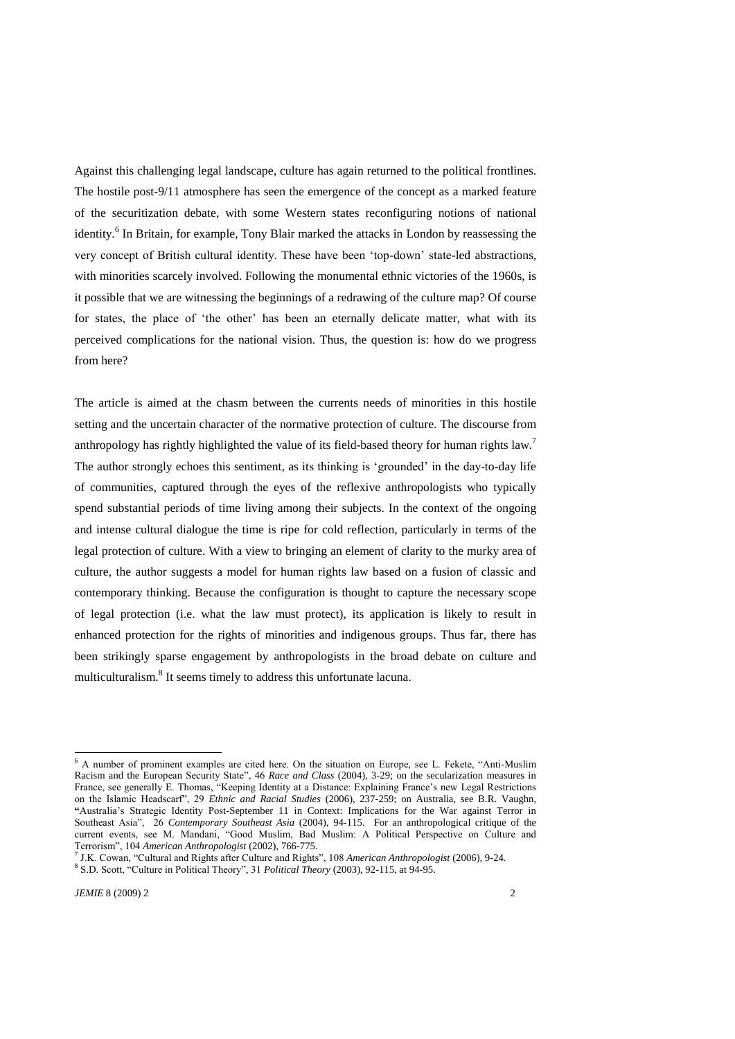Against this challenging legal landscape, culture has again returned to the political frontlines. The hostile post-9/11 atmosphere has seen the emergence of the concept as a marked feature of the securitization debate, with some Western states reconfiguring notions of national identity.[6] In Britain, for example, Tony Blair marked the attacks in London by reassessing the very concept of British cultural identity. These have been 'top-down' state-led abstractions, with minorities scarcely involved. Following the monumental ethnic victories of the 1960s, is it possible that we are witnessing the beginnings of a redrawing of the culture map? Of course for states, the place of 'the other' has been an eternally delicate matter, what with its perceived complications for the national vision. Thus, the question is: how do we progress from here?

The article is aimed at the chasm between the currents needs of minorities in this hostile setting and the uncertain character of the normative protection of culture. The discourse from anthropology has rightly highlighted the value of its field-based theory for human rights law.[7] The author strongly echoes this sentiment, as its thinking is 'grounded' in the day-to-day life of communities, captured through the eyes of the reflexive anthropologists who typically spend substantial periods of time living among their subjects. In the context of the ongoing and intense cultural dialogue the time is ripe for cold reflection, particularly in terms of the legal protection of culture. With a view to bringing an element of clarity to the murky area of culture, the author suggests a model for human rights law based on a fusion of classic and contemporary thinking. Because the configuration is thought to capture the necessary scope of legal protection (i.e. what the law must protect), its application is likely to result in enhanced protection for the rights of minorities and indigenous groups. Thus far, there has been strikingly sparse engagement by anthropologists in the broad debate on culture and multiculturalism.[8] It seems timely to address this unfortunate lacuna.

---

[6] A number of prominent examples are cited here. On the situation on Europe, see L. Fekete, "Anti-Muslim Racism and the European Security State", 46 *Race and Class* (2004), 3-29; on the secularization measures in France, see generally E. Thomas, "Keeping Identity at a Distance: Explaining France's new Legal Restrictions on the Islamic Headscarf", 29 *Ethnic and Racial Studies* (2006), 237-259; on Australia, see B.R. Vaughn, "Australia's Strategic Identity Post-September 11 in Context: Implications for the War against Terror in Southeast Asia", 26 *Contemporary Southeast Asia* (2004), 94-115. For an anthropological critique of the current events, see M. Mandani, "Good Muslim, Bad Muslim: A Political Perspective on Culture and Terrorism", 104 *American Anthropologist* (2002), 766-775.

[7] J.K. Cowan, "Cultural and Rights after Culture and Rights", 108 *American Anthropologist* (2006), 9-24.

[8] S.D. Scott, "Culture in Political Theory", 31 *Political Theory* (2003), 92-115, at 94-95.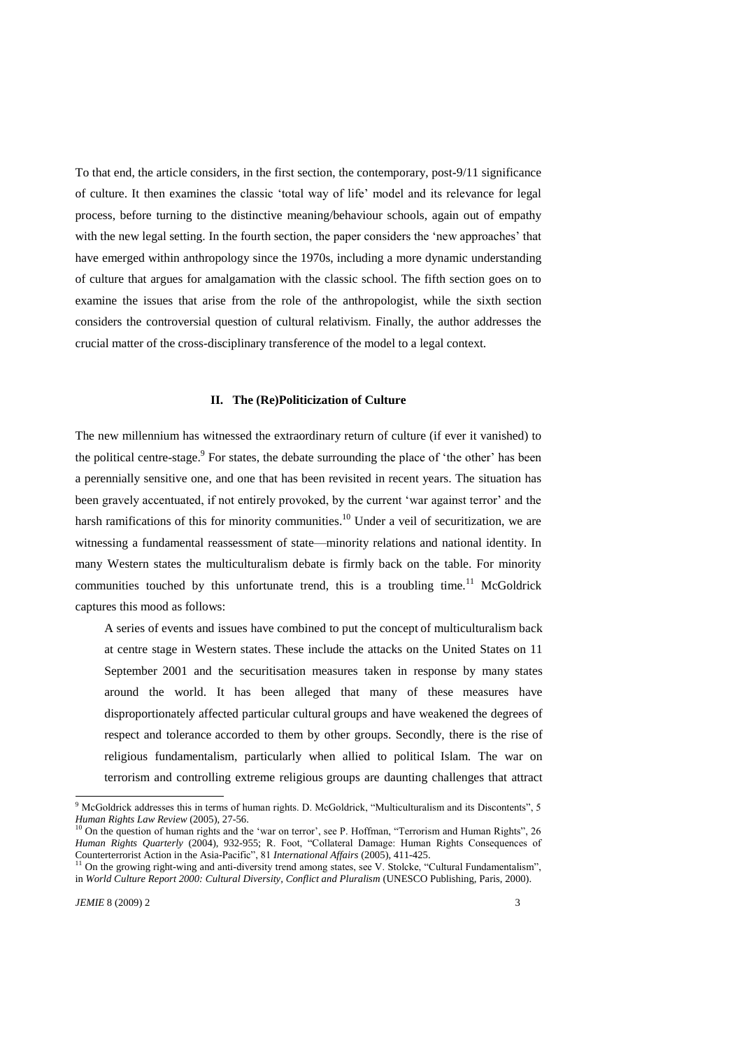To that end, the article considers, in the first section, the contemporary, post-9/11 significance of culture. It then examines the classic 'total way of life' model and its relevance for legal process, before turning to the distinctive meaning/behaviour schools, again out of empathy with the new legal setting. In the fourth section, the paper considers the 'new approaches' that have emerged within anthropology since the 1970s, including a more dynamic understanding of culture that argues for amalgamation with the classic school. The fifth section goes on to examine the issues that arise from the role of the anthropologist, while the sixth section considers the controversial question of cultural relativism. Finally, the author addresses the crucial matter of the cross-disciplinary transference of the model to a legal context.

## II. The (Re)Politicization of Culture

The new millennium has witnessed the extraordinary return of culture (if ever it vanished) to the political centre-stage.[9] For states, the debate surrounding the place of 'the other' has been a perennially sensitive one, and one that has been revisited in recent years. The situation has been gravely accentuated, if not entirely provoked, by the current 'war against terror' and the harsh ramifications of this for minority communities.[10] Under a veil of securitization, we are witnessing a fundamental reassessment of state—minority relations and national identity. In many Western states the multiculturalism debate is firmly back on the table. For minority communities touched by this unfortunate trend, this is a troubling time.[11] McGoldrick captures this mood as follows:

> A series of events and issues have combined to put the concept of multiculturalism back at centre stage in Western states. These include the attacks on the United States on 11 September 2001 and the securitisation measures taken in response by many states around the world. It has been alleged that many of these measures have disproportionately affected particular cultural groups and have weakened the degrees of respect and tolerance accorded to them by other groups. Secondly, there is the rise of religious fundamentalism, particularly when allied to political Islam. The war on terrorism and controlling extreme religious groups are daunting challenges that attract

---

[9] McGoldrick addresses this in terms of human rights. D. McGoldrick, "Multiculturalism and its Discontents", 5 *Human Rights Law Review* (2005), 27-56.

[10] On the question of human rights and the 'war on terror', see P. Hoffman, "Terrorism and Human Rights", 26 *Human Rights Quarterly* (2004), 932-955; R. Foot, "Collateral Damage: Human Rights Consequences of Counterterrorist Action in the Asia-Pacific", 81 *International Affairs* (2005), 411-425.

[11] On the growing right-wing and anti-diversity trend among states, see V. Stolcke, "Cultural Fundamentalism", in *World Culture Report 2000: Cultural Diversity, Conflict and Pluralism* (UNESCO Publishing, Paris, 2000).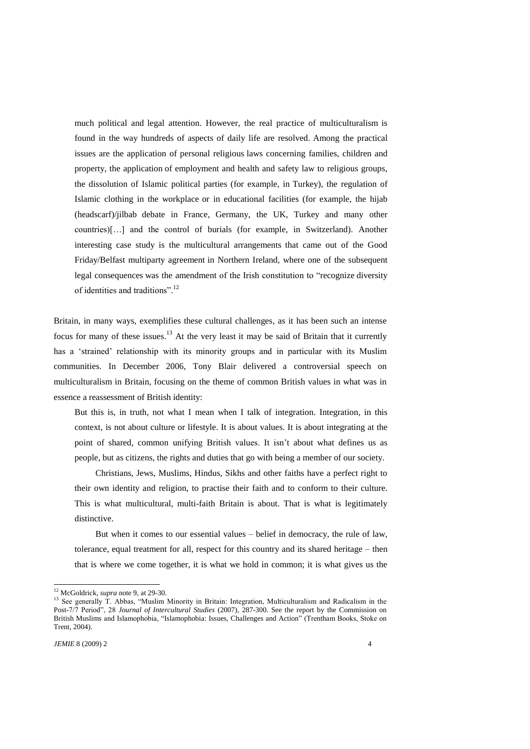> much political and legal attention. However, the real practice of multiculturalism is found in the way hundreds of aspects of daily life are resolved. Among the practical issues are the application of personal religious laws concerning families, children and property, the application of employment and health and safety law to religious groups, the dissolution of Islamic political parties (for example, in Turkey), the regulation of Islamic clothing in the workplace or in educational facilities (for example, the hijab (headscarf)/jilbab debate in France, Germany, the UK, Turkey and many other countries)[…] and the control of burials (for example, in Switzerland). Another interesting case study is the multicultural arrangements that came out of the Good Friday/Belfast multiparty agreement in Northern Ireland, where one of the subsequent legal consequences was the amendment of the Irish constitution to "recognize diversity of identities and traditions".[12]

Britain, in many ways, exemplifies these cultural challenges, as it has been such an intense focus for many of these issues.[13] At the very least it may be said of Britain that it currently has a 'strained' relationship with its minority groups and in particular with its Muslim communities. In December 2006, Tony Blair delivered a controversial speech on multiculturalism in Britain, focusing on the theme of common British values in what was in essence a reassessment of British identity:

> But this is, in truth, not what I mean when I talk of integration. Integration, in this context, is not about culture or lifestyle. It is about values. It is about integrating at the point of shared, common unifying British values. It isn't about what defines us as people, but as citizens, the rights and duties that go with being a member of our society.
>
> Christians, Jews, Muslims, Hindus, Sikhs and other faiths have a perfect right to their own identity and religion, to practise their faith and to conform to their culture. This is what multicultural, multi-faith Britain is about. That is what is legitimately distinctive.
>
> But when it comes to our essential values – belief in democracy, the rule of law, tolerance, equal treatment for all, respect for this country and its shared heritage – then that is where we come together, it is what we hold in common; it is what gives us the

---

[12] McGoldrick, *supra* note 9, at 29-30.

[13] See generally T. Abbas, "Muslim Minority in Britain: Integration, Multiculturalism and Radicalism in the Post-7/7 Period", 28 *Journal of Intercultural Studies* (2007), 287-300. See the report by the Commission on British Muslims and Islamophobia, "Islamophobia: Issues, Challenges and Action" (Trentham Books, Stoke on Trent, 2004).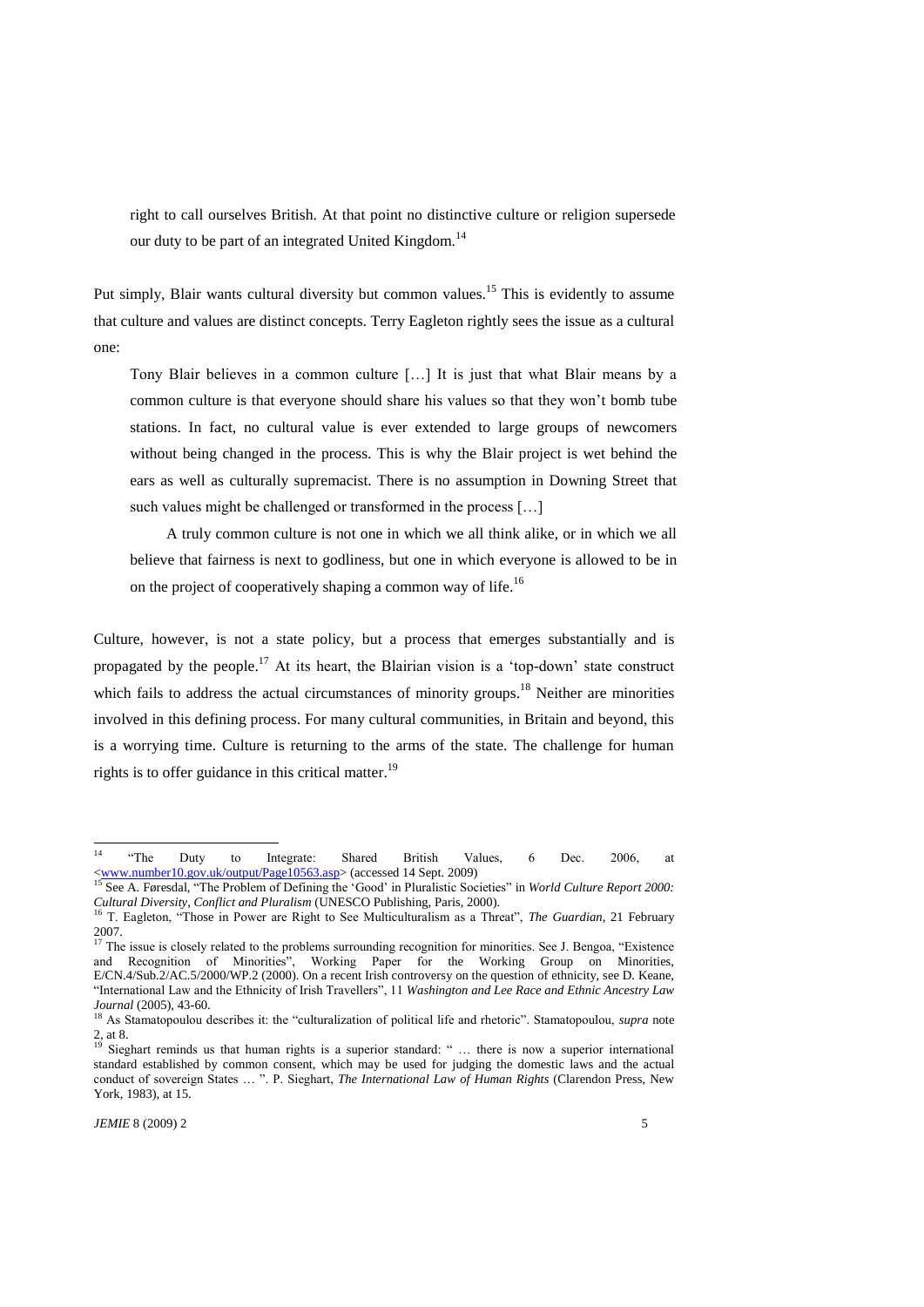> right to call ourselves British. At that point no distinctive culture or religion supersede our duty to be part of an integrated United Kingdom.[14]

Put simply, Blair wants cultural diversity but common values.[15] This is evidently to assume that culture and values are distinct concepts. Terry Eagleton rightly sees the issue as a cultural one:

> Tony Blair believes in a common culture […] It is just that what Blair means by a common culture is that everyone should share his values so that they won't bomb tube stations. In fact, no cultural value is ever extended to large groups of newcomers without being changed in the process. This is why the Blair project is wet behind the ears as well as culturally supremacist. There is no assumption in Downing Street that such values might be challenged or transformed in the process […]
>
> A truly common culture is not one in which we all think alike, or in which we all believe that fairness is next to godliness, but one in which everyone is allowed to be in on the project of cooperatively shaping a common way of life.[16]

Culture, however, is not a state policy, but a process that emerges substantially and is propagated by the people.[17] At its heart, the Blairian vision is a 'top-down' state construct which fails to address the actual circumstances of minority groups.[18] Neither are minorities involved in this defining process. For many cultural communities, in Britain and beyond, this is a worrying time. Culture is returning to the arms of the state. The challenge for human rights is to offer guidance in this critical matter.[19]

---

[14] "The Duty to Integrate: Shared British Values, 6 Dec. 2006, at <www.number10.gov.uk/output/Page10563.asp> (accessed 14 Sept. 2009)

[15] See A. Føresdal, "The Problem of Defining the 'Good' in Pluralistic Societies" in *World Culture Report 2000: Cultural Diversity, Conflict and Pluralism* (UNESCO Publishing, Paris, 2000).

[16] T. Eagleton, "Those in Power are Right to See Multiculturalism as a Threat", *The Guardian*, 21 February 2007.

[17] The issue is closely related to the problems surrounding recognition for minorities. See J. Bengoa, "Existence and Recognition of Minorities", Working Paper for the Working Group on Minorities, E/CN.4/Sub.2/AC.5/2000/WP.2 (2000). On a recent Irish controversy on the question of ethnicity, see D. Keane, "International Law and the Ethnicity of Irish Travellers", 11 *Washington and Lee Race and Ethnic Ancestry Law Journal* (2005), 43-60.

[18] As Stamatopoulou describes it: the "culturalization of political life and rhetoric". Stamatopoulou, *supra* note 2, at 8.

[19] Sieghart reminds us that human rights is a superior standard: " … there is now a superior international standard established by common consent, which may be used for judging the domestic laws and the actual conduct of sovereign States … ". P. Sieghart, *The International Law of Human Rights* (Clarendon Press, New York, 1983), at 15.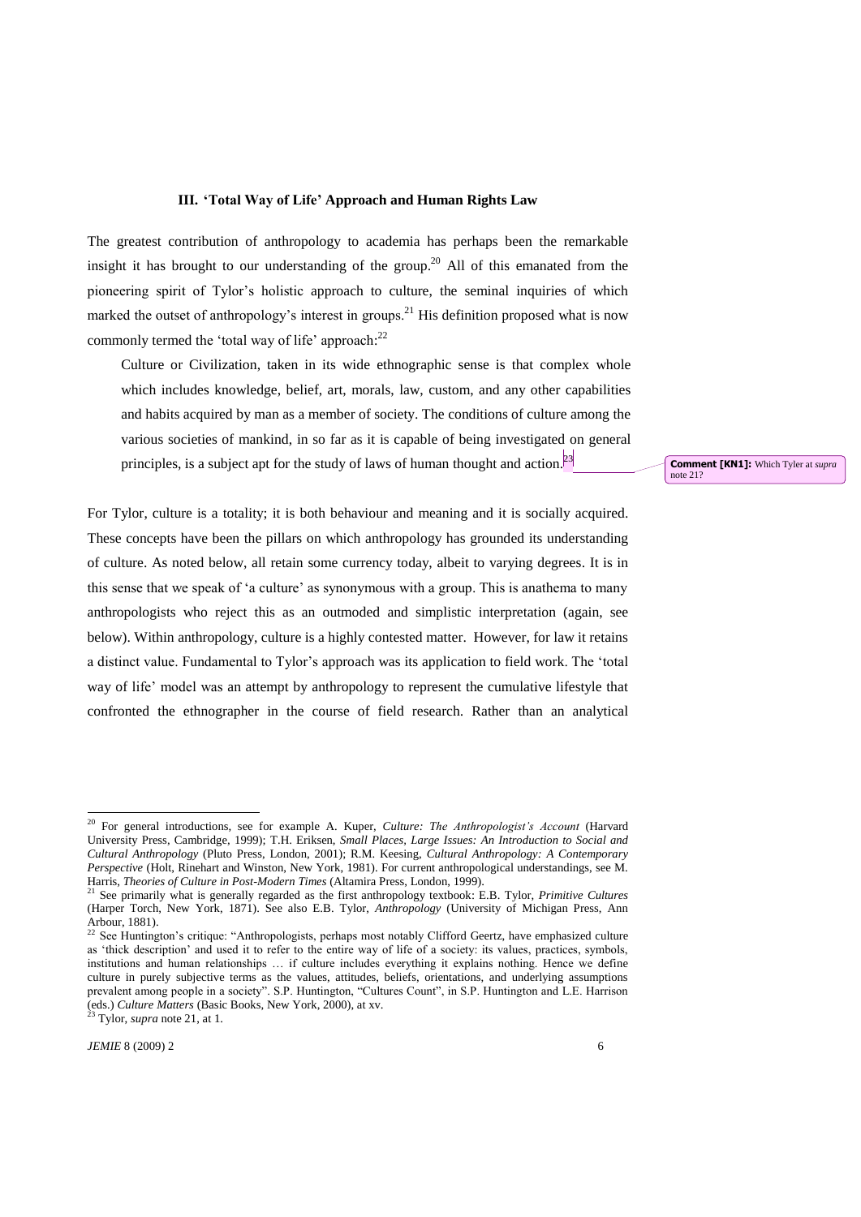### III. 'Total Way of Life' Approach and Human Rights Law

The greatest contribution of anthropology to academia has perhaps been the remarkable insight it has brought to our understanding of the group.[20] All of this emanated from the pioneering spirit of Tylor's holistic approach to culture, the seminal inquiries of which marked the outset of anthropology's interest in groups.[21] His definition proposed what is now commonly termed the 'total way of life' approach:[22]

> Culture or Civilization, taken in its wide ethnographic sense is that complex whole which includes knowledge, belief, art, morals, law, custom, and any other capabilities and habits acquired by man as a member of society. The conditions of culture among the various societies of mankind, in so far as it is capable of being investigated on general principles, is a subject apt for the study of laws of human thought and action.[23]

**Comment [KN1]:** Which Tyler at *supra* note 21?

For Tylor, culture is a totality; it is both behaviour and meaning and it is socially acquired. These concepts have been the pillars on which anthropology has grounded its understanding of culture. As noted below, all retain some currency today, albeit to varying degrees. It is in this sense that we speak of 'a culture' as synonymous with a group. This is anathema to many anthropologists who reject this as an outmoded and simplistic interpretation (again, see below). Within anthropology, culture is a highly contested matter. However, for law it retains a distinct value. Fundamental to Tylor's approach was its application to field work. The 'total way of life' model was an attempt by anthropology to represent the cumulative lifestyle that confronted the ethnographer in the course of field research. Rather than an analytical

---

[20] For general introductions, see for example A. Kuper, *Culture: The Anthropologist's Account* (Harvard University Press, Cambridge, 1999); T.H. Eriksen, *Small Places, Large Issues: An Introduction to Social and Cultural Anthropology* (Pluto Press, London, 2001); R.M. Keesing, *Cultural Anthropology: A Contemporary Perspective* (Holt, Rinehart and Winston, New York, 1981). For current anthropological understandings, see M. Harris, *Theories of Culture in Post-Modern Times* (Altamira Press, London, 1999).

[21] See primarily what is generally regarded as the first anthropology textbook: E.B. Tylor, *Primitive Cultures* (Harper Torch, New York, 1871). See also E.B. Tylor, *Anthropology* (University of Michigan Press, Ann Arbour, 1881).

[22] See Huntington's critique: "Anthropologists, perhaps most notably Clifford Geertz, have emphasized culture as 'thick description' and used it to refer to the entire way of life of a society: its values, practices, symbols, institutions and human relationships … if culture includes everything it explains nothing. Hence we define culture in purely subjective terms as the values, attitudes, beliefs, orientations, and underlying assumptions prevalent among people in a society". S.P. Huntington, "Cultures Count", in S.P. Huntington and L.E. Harrison (eds.) *Culture Matters* (Basic Books, New York, 2000), at xv.

[23] Tylor, *supra* note 21, at 1.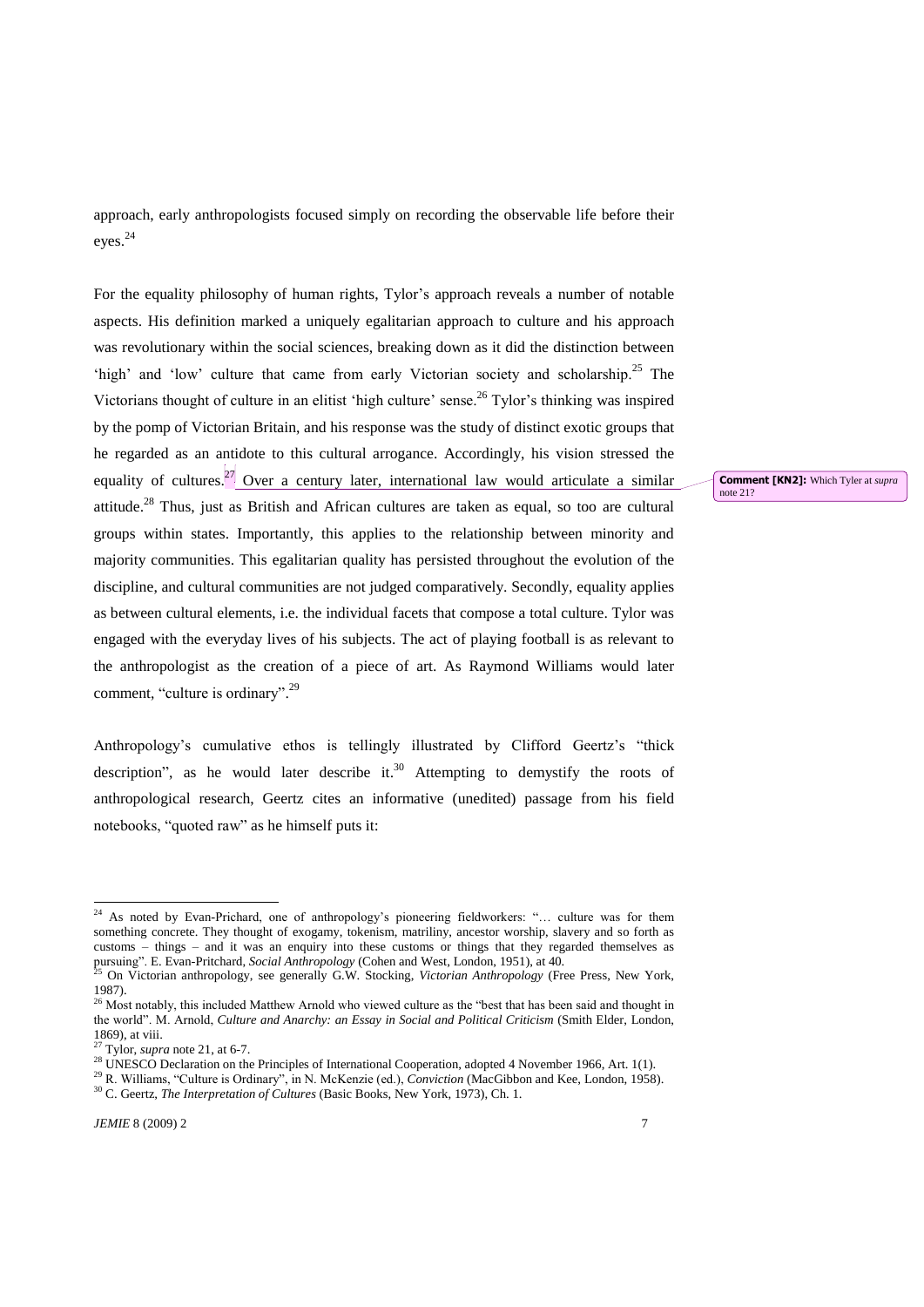approach, early anthropologists focused simply on recording the observable life before their eyes.[24]

For the equality philosophy of human rights, Tylor's approach reveals a number of notable aspects. His definition marked a uniquely egalitarian approach to culture and his approach was revolutionary within the social sciences, breaking down as it did the distinction between 'high' and 'low' culture that came from early Victorian society and scholarship.[25] The Victorians thought of culture in an elitist 'high culture' sense.[26] Tylor's thinking was inspired by the pomp of Victorian Britain, and his response was the study of distinct exotic groups that he regarded as an antidote to this cultural arrogance. Accordingly, his vision stressed the equality of cultures.[27] Over a century later, international law would articulate a similar attitude.[28] Thus, just as British and African cultures are taken as equal, so too are cultural groups within states. Importantly, this applies to the relationship between minority and majority communities. This egalitarian quality has persisted throughout the evolution of the discipline, and cultural communities are not judged comparatively. Secondly, equality applies as between cultural elements, i.e. the individual facets that compose a total culture. Tylor was engaged with the everyday lives of his subjects. The act of playing football is as relevant to the anthropologist as the creation of a piece of art. As Raymond Williams would later comment, "culture is ordinary".[29]

**Comment [KN2]:** Which Tyler at *supra* note 21?

Anthropology's cumulative ethos is tellingly illustrated by Clifford Geertz's "thick description", as he would later describe it.[30] Attempting to demystify the roots of anthropological research, Geertz cites an informative (unedited) passage from his field notebooks, "quoted raw" as he himself puts it:

---

[24] As noted by Evan-Prichard, one of anthropology's pioneering fieldworkers: "… culture was for them something concrete. They thought of exogamy, tokenism, matriliny, ancestor worship, slavery and so forth as customs – things – and it was an enquiry into these customs or things that they regarded themselves as pursuing". E. Evan-Pritchard, *Social Anthropology* (Cohen and West, London, 1951), at 40.

[25] On Victorian anthropology, see generally G.W. Stocking, *Victorian Anthropology* (Free Press, New York, 1987).

[26] Most notably, this included Matthew Arnold who viewed culture as the "best that has been said and thought in the world". M. Arnold, *Culture and Anarchy: an Essay in Social and Political Criticism* (Smith Elder, London, 1869), at viii.

[27] Tylor, *supra* note 21, at 6-7.

[28] UNESCO Declaration on the Principles of International Cooperation, adopted 4 November 1966, Art. 1(1).

[29] R. Williams, "Culture is Ordinary", in N. McKenzie (ed.), *Conviction* (MacGibbon and Kee, London, 1958).

[30] C. Geertz, *The Interpretation of Cultures* (Basic Books, New York, 1973), Ch. 1.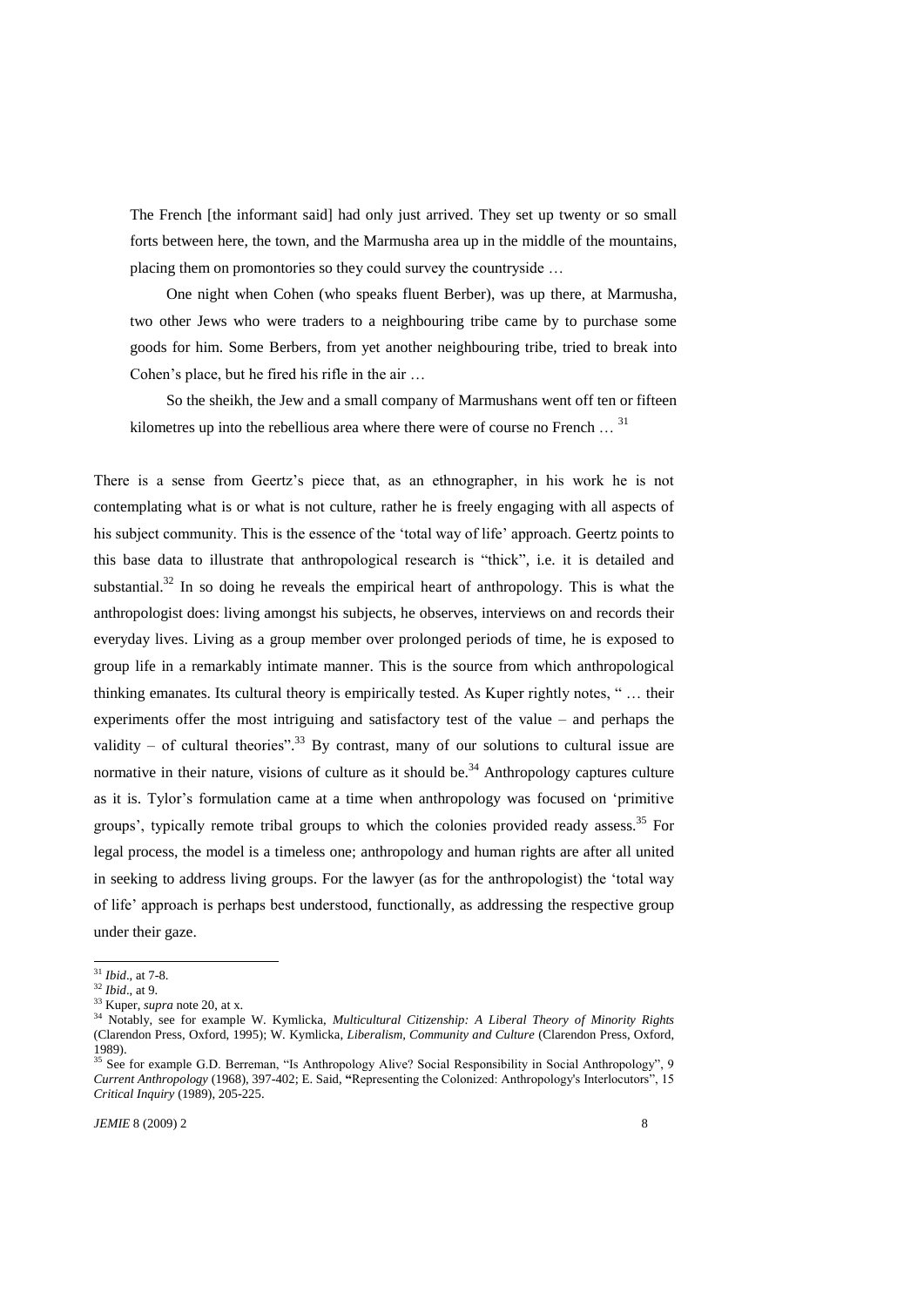> The French [the informant said] had only just arrived. They set up twenty or so small forts between here, the town, and the Marmusha area up in the middle of the mountains, placing them on promontories so they could survey the countryside …
>
> One night when Cohen (who speaks fluent Berber), was up there, at Marmusha, two other Jews who were traders to a neighbouring tribe came by to purchase some goods for him. Some Berbers, from yet another neighbouring tribe, tried to break into Cohen's place, but he fired his rifle in the air …
>
> So the sheikh, the Jew and a small company of Marmushans went off ten or fifteen kilometres up into the rebellious area where there were of course no French … [31]

There is a sense from Geertz's piece that, as an ethnographer, in his work he is not contemplating what is or what is not culture, rather he is freely engaging with all aspects of his subject community. This is the essence of the 'total way of life' approach. Geertz points to this base data to illustrate that anthropological research is "thick", i.e. it is detailed and substantial.[32] In so doing he reveals the empirical heart of anthropology. This is what the anthropologist does: living amongst his subjects, he observes, interviews on and records their everyday lives. Living as a group member over prolonged periods of time, he is exposed to group life in a remarkably intimate manner. This is the source from which anthropological thinking emanates. Its cultural theory is empirically tested. As Kuper rightly notes, " … their experiments offer the most intriguing and satisfactory test of the value – and perhaps the validity – of cultural theories".[33] By contrast, many of our solutions to cultural issue are normative in their nature, visions of culture as it should be.[34] Anthropology captures culture as it is. Tylor's formulation came at a time when anthropology was focused on 'primitive groups', typically remote tribal groups to which the colonies provided ready assess.[35] For legal process, the model is a timeless one; anthropology and human rights are after all united in seeking to address living groups. For the lawyer (as for the anthropologist) the 'total way of life' approach is perhaps best understood, functionally, as addressing the respective group under their gaze.

---

[31] *Ibid*., at 7-8.

[32] *Ibid*., at 9.

[33] Kuper, *supra* note 20, at x.

[34] Notably, see for example W. Kymlicka, *Multicultural Citizenship: A Liberal Theory of Minority Rights* (Clarendon Press, Oxford, 1995); W. Kymlicka, *Liberalism, Community and Culture* (Clarendon Press, Oxford, 1989).

[35] See for example G.D. Berreman, "Is Anthropology Alive? Social Responsibility in Social Anthropology", 9 *Current Anthropology* (1968), 397-402; E. Said, "Representing the Colonized: Anthropology's Interlocutors", 15 *Critical Inquiry* (1989), 205-225.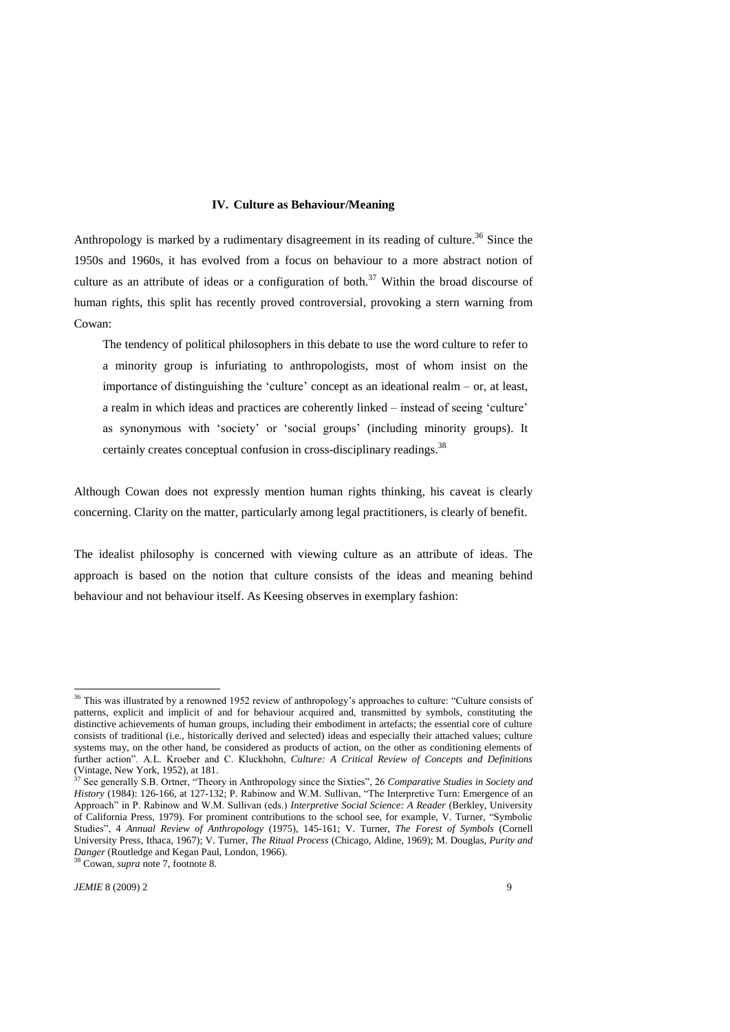## IV. Culture as Behaviour/Meaning

Anthropology is marked by a rudimentary disagreement in its reading of culture.[36] Since the 1950s and 1960s, it has evolved from a focus on behaviour to a more abstract notion of culture as an attribute of ideas or a configuration of both.[37] Within the broad discourse of human rights, this split has recently proved controversial, provoking a stern warning from Cowan:

> The tendency of political philosophers in this debate to use the word culture to refer to a minority group is infuriating to anthropologists, most of whom insist on the importance of distinguishing the 'culture' concept as an ideational realm – or, at least, a realm in which ideas and practices are coherently linked – instead of seeing 'culture' as synonymous with 'society' or 'social groups' (including minority groups). It certainly creates conceptual confusion in cross-disciplinary readings.[38]

Although Cowan does not expressly mention human rights thinking, his caveat is clearly concerning. Clarity on the matter, particularly among legal practitioners, is clearly of benefit.

The idealist philosophy is concerned with viewing culture as an attribute of ideas. The approach is based on the notion that culture consists of the ideas and meaning behind behaviour and not behaviour itself. As Keesing observes in exemplary fashion:

---

[36] This was illustrated by a renowned 1952 review of anthropology's approaches to culture: "Culture consists of patterns, explicit and implicit of and for behaviour acquired and, transmitted by symbols, constituting the distinctive achievements of human groups, including their embodiment in artefacts; the essential core of culture consists of traditional (i.e., historically derived and selected) ideas and especially their attached values; culture systems may, on the other hand, be considered as products of action, on the other as conditioning elements of further action". A.L. Kroeber and C. Kluckhohn, *Culture: A Critical Review of Concepts and Definitions* (Vintage, New York, 1952), at 181.

[37] See generally S.B. Ortner, "Theory in Anthropology since the Sixties", 26 *Comparative Studies in Society and History* (1984): 126-166, at 127-132; P. Rabinow and W.M. Sullivan, "The Interpretive Turn: Emergence of an Approach" in P. Rabinow and W.M. Sullivan (eds.) *Interpretive Social Science: A Reader* (Berkley, University of California Press, 1979). For prominent contributions to the school see, for example, V. Turner, "Symbolic Studies", 4 *Annual Review of Anthropology* (1975), 145-161; V. Turner, *The Forest of Symbols* (Cornell University Press, Ithaca, 1967); V. Turner, *The Ritual Process* (Chicago, Aldine, 1969); M. Douglas, *Purity and Danger* (Routledge and Kegan Paul, London, 1966).

[38] Cowan, *supra* note 7, footnote 8.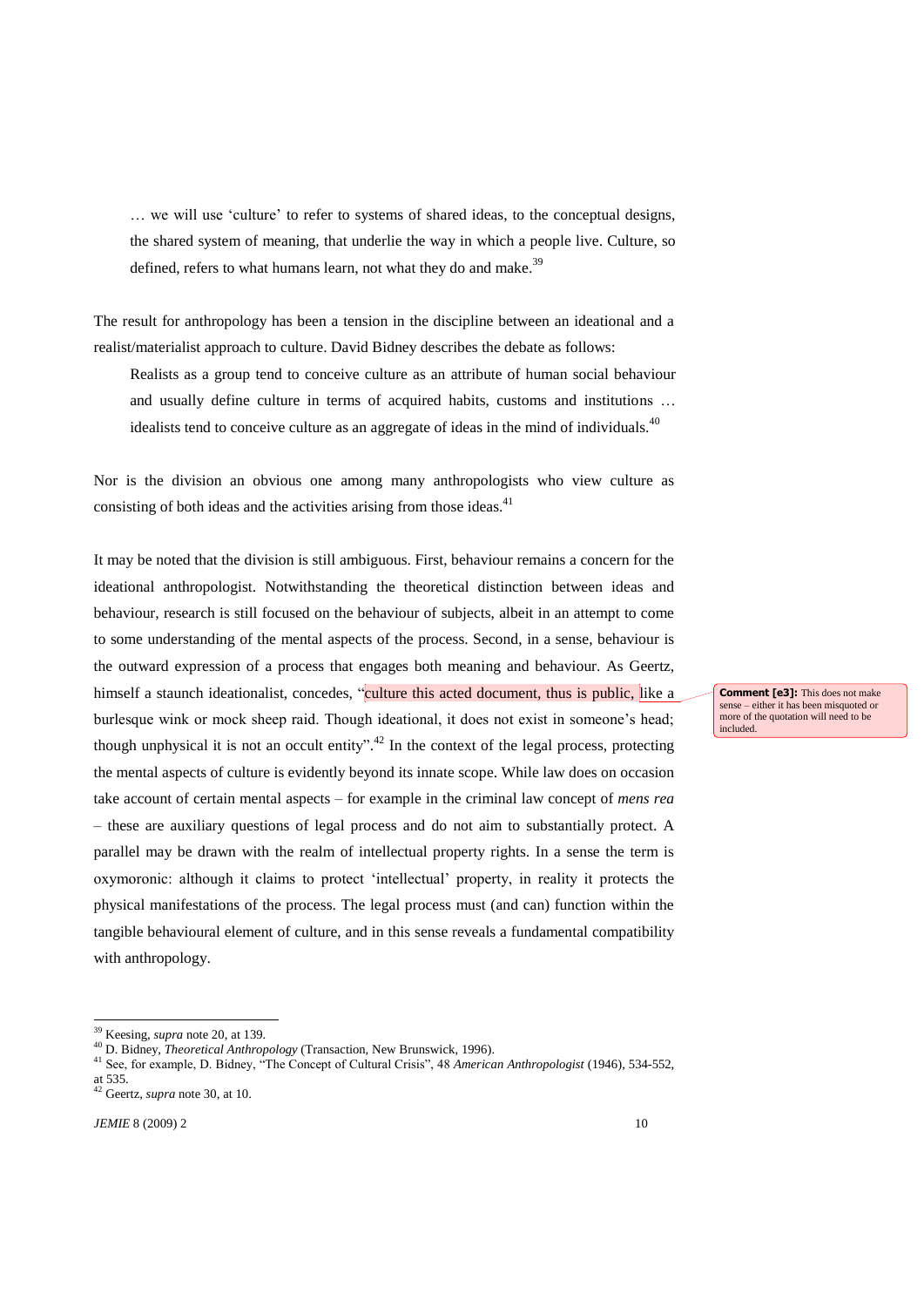… we will use 'culture' to refer to systems of shared ideas, to the conceptual designs, the shared system of meaning, that underlie the way in which a people live. Culture, so defined, refers to what humans learn, not what they do and make.[39]

The result for anthropology has been a tension in the discipline between an ideational and a realist/materialist approach to culture. David Bidney describes the debate as follows:

> Realists as a group tend to conceive culture as an attribute of human social behaviour and usually define culture in terms of acquired habits, customs and institutions … idealists tend to conceive culture as an aggregate of ideas in the mind of individuals.[40]

Nor is the division an obvious one among many anthropologists who view culture as consisting of both ideas and the activities arising from those ideas.[41]

It may be noted that the division is still ambiguous. First, behaviour remains a concern for the ideational anthropologist. Notwithstanding the theoretical distinction between ideas and behaviour, research is still focused on the behaviour of subjects, albeit in an attempt to come to some understanding of the mental aspects of the process. Second, in a sense, behaviour is the outward expression of a process that engages both meaning and behaviour. As Geertz, himself a staunch ideationalist, concedes, "culture this acted document, thus is public, like a burlesque wink or mock sheep raid. Though ideational, it does not exist in someone's head; though unphysical it is not an occult entity".[42] In the context of the legal process, protecting the mental aspects of culture is evidently beyond its innate scope. While law does on occasion take account of certain mental aspects – for example in the criminal law concept of *mens rea* – these are auxiliary questions of legal process and do not aim to substantially protect. A parallel may be drawn with the realm of intellectual property rights. In a sense the term is oxymoronic: although it claims to protect 'intellectual' property, in reality it protects the physical manifestations of the process. The legal process must (and can) function within the tangible behavioural element of culture, and in this sense reveals a fundamental compatibility with anthropology.

**Comment [e3]:** This does not make sense – either it has been misquoted or more of the quotation will need to be included.

---

[39] Keesing, *supra* note 20, at 139.

[40] D. Bidney, *Theoretical Anthropology* (Transaction, New Brunswick, 1996).

[41] See, for example, D. Bidney, "The Concept of Cultural Crisis", 48 *American Anthropologist* (1946), 534-552, at 535.

[42] Geertz, *supra* note 30, at 10.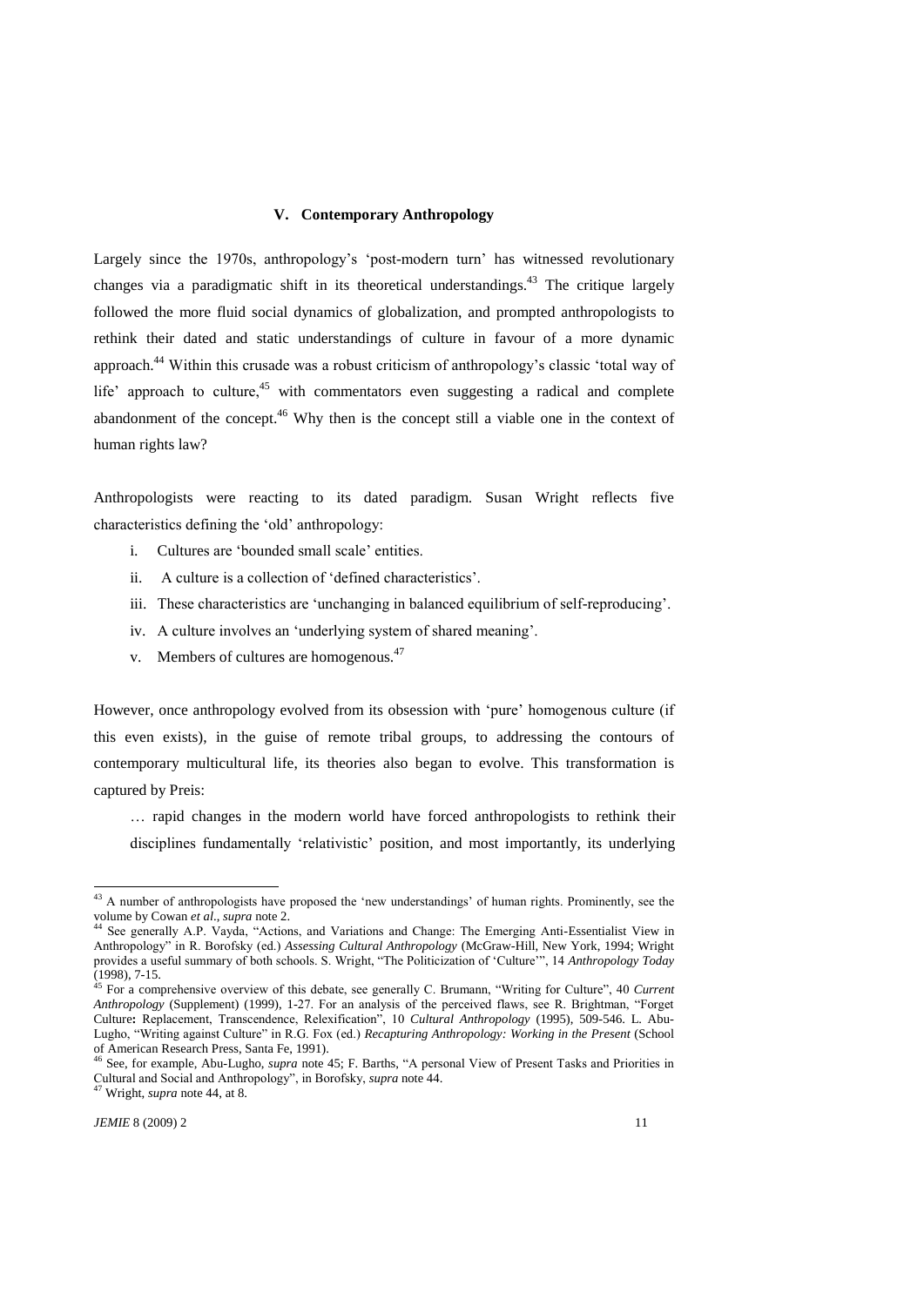## V. Contemporary Anthropology

Largely since the 1970s, anthropology's 'post-modern turn' has witnessed revolutionary changes via a paradigmatic shift in its theoretical understandings.[43] The critique largely followed the more fluid social dynamics of globalization, and prompted anthropologists to rethink their dated and static understandings of culture in favour of a more dynamic approach.[44] Within this crusade was a robust criticism of anthropology's classic 'total way of life' approach to culture,[45] with commentators even suggesting a radical and complete abandonment of the concept.[46] Why then is the concept still a viable one in the context of human rights law?

Anthropologists were reacting to its dated paradigm. Susan Wright reflects five characteristics defining the 'old' anthropology:

i. Cultures are 'bounded small scale' entities.
ii. A culture is a collection of 'defined characteristics'.
iii. These characteristics are 'unchanging in balanced equilibrium of self-reproducing'.
iv. A culture involves an 'underlying system of shared meaning'.
v. Members of cultures are homogenous.[47]

However, once anthropology evolved from its obsession with 'pure' homogenous culture (if this even exists), in the guise of remote tribal groups, to addressing the contours of contemporary multicultural life, its theories also began to evolve. This transformation is captured by Preis:

> … rapid changes in the modern world have forced anthropologists to rethink their disciplines fundamentally 'relativistic' position, and most importantly, its underlying

---

[43] A number of anthropologists have proposed the 'new understandings' of human rights. Prominently, see the volume by Cowan *et al.*, *supra* note 2.

[44] See generally A.P. Vayda, "Actions, and Variations and Change: The Emerging Anti-Essentialist View in Anthropology" in R. Borofsky (ed.) *Assessing Cultural Anthropology* (McGraw-Hill, New York, 1994; Wright provides a useful summary of both schools. S. Wright, "The Politicization of 'Culture'", 14 *Anthropology Today* (1998), 7-15.

[45] For a comprehensive overview of this debate, see generally C. Brumann, "Writing for Culture", 40 *Current Anthropology* (Supplement) (1999), 1-27. For an analysis of the perceived flaws, see R. Brightman, "Forget Culture**:** Replacement, Transcendence, Relexification", 10 *Cultural Anthropology* (1995), 509-546. L. Abu-Lugho, "Writing against Culture" in R.G. Fox (ed.) *Recapturing Anthropology: Working in the Present* (School of American Research Press, Santa Fe, 1991).

[46] See, for example, Abu-Lugho, *supra* note 45; F. Barths, "A personal View of Present Tasks and Priorities in Cultural and Social and Anthropology", in Borofsky, *supra* note 44.

[47] Wright, *supra* note 44, at 8.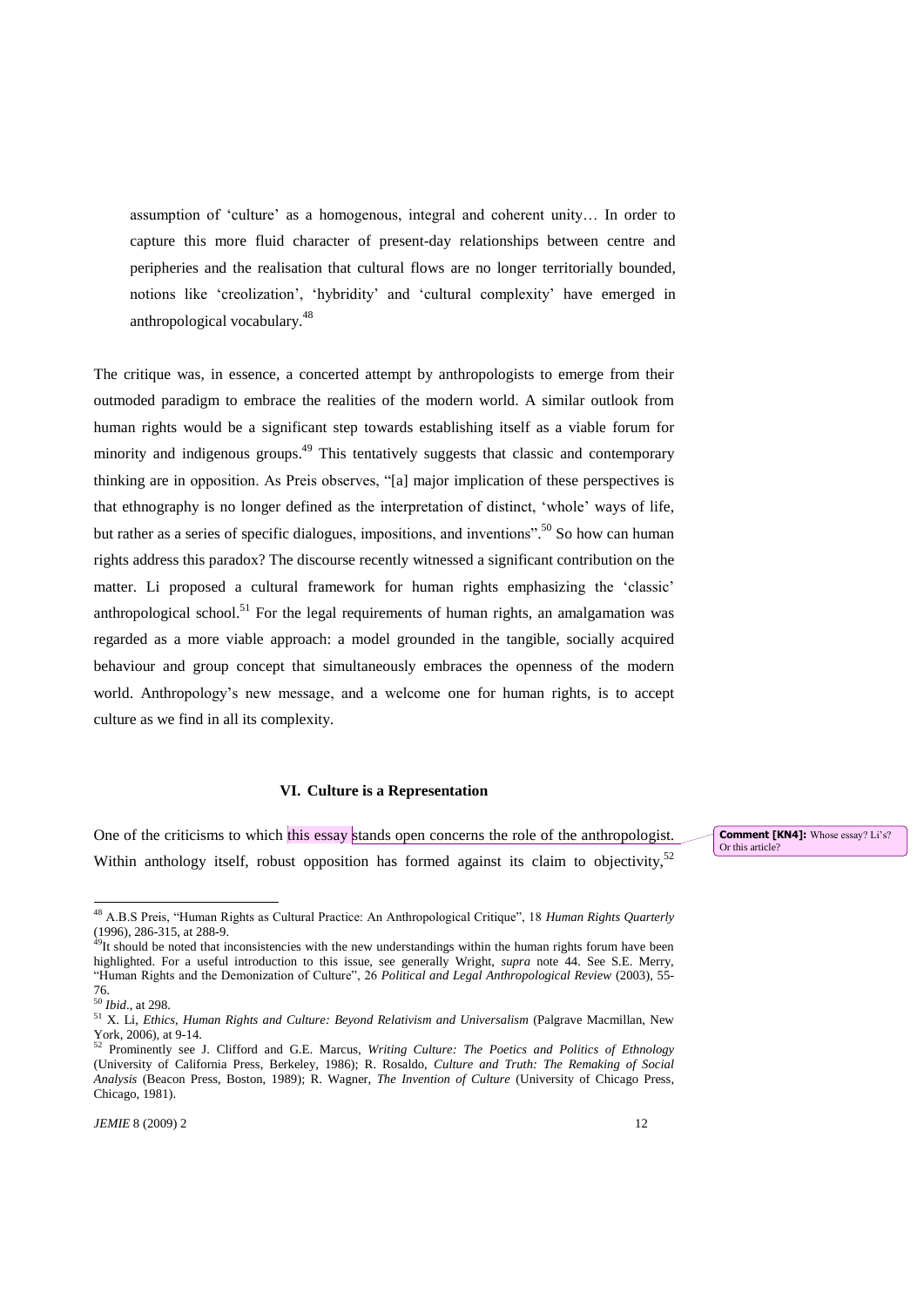assumption of 'culture' as a homogenous, integral and coherent unity… In order to capture this more fluid character of present-day relationships between centre and peripheries and the realisation that cultural flows are no longer territorially bounded, notions like 'creolization', 'hybridity' and 'cultural complexity' have emerged in anthropological vocabulary.[48]

The critique was, in essence, a concerted attempt by anthropologists to emerge from their outmoded paradigm to embrace the realities of the modern world. A similar outlook from human rights would be a significant step towards establishing itself as a viable forum for minority and indigenous groups.[49] This tentatively suggests that classic and contemporary thinking are in opposition. As Preis observes, "[a] major implication of these perspectives is that ethnography is no longer defined as the interpretation of distinct, 'whole' ways of life, but rather as a series of specific dialogues, impositions, and inventions".[50] So how can human rights address this paradox? The discourse recently witnessed a significant contribution on the matter. Li proposed a cultural framework for human rights emphasizing the 'classic' anthropological school.[51] For the legal requirements of human rights, an amalgamation was regarded as a more viable approach: a model grounded in the tangible, socially acquired behaviour and group concept that simultaneously embraces the openness of the modern world. Anthropology's new message, and a welcome one for human rights, is to accept culture as we find in all its complexity.

### VI. Culture is a Representation

One of the criticisms to which this essay stands open concerns the role of the anthropologist. Within anthology itself, robust opposition has formed against its claim to objectivity,[52]

**Comment [KN4]:** Whose essay? Li's? Or this article?

---

[48] A.B.S Preis, "Human Rights as Cultural Practice: An Anthropological Critique", 18 *Human Rights Quarterly* (1996), 286-315, at 288-9.

[49] It should be noted that inconsistencies with the new understandings within the human rights forum have been highlighted. For a useful introduction to this issue, see generally Wright, *supra* note 44. See S.E. Merry, "Human Rights and the Demonization of Culture", 26 *Political and Legal Anthropological Review* (2003), 55-76.

[50] *Ibid.*, at 298.

[51] X. Li, *Ethics, Human Rights and Culture: Beyond Relativism and Universalism* (Palgrave Macmillan, New York, 2006), at 9-14.

[52] Prominently see J. Clifford and G.E. Marcus, *Writing Culture: The Poetics and Politics of Ethnology* (University of California Press, Berkeley, 1986); R. Rosaldo, *Culture and Truth: The Remaking of Social Analysis* (Beacon Press, Boston, 1989); R. Wagner, *The Invention of Culture* (University of Chicago Press, Chicago, 1981).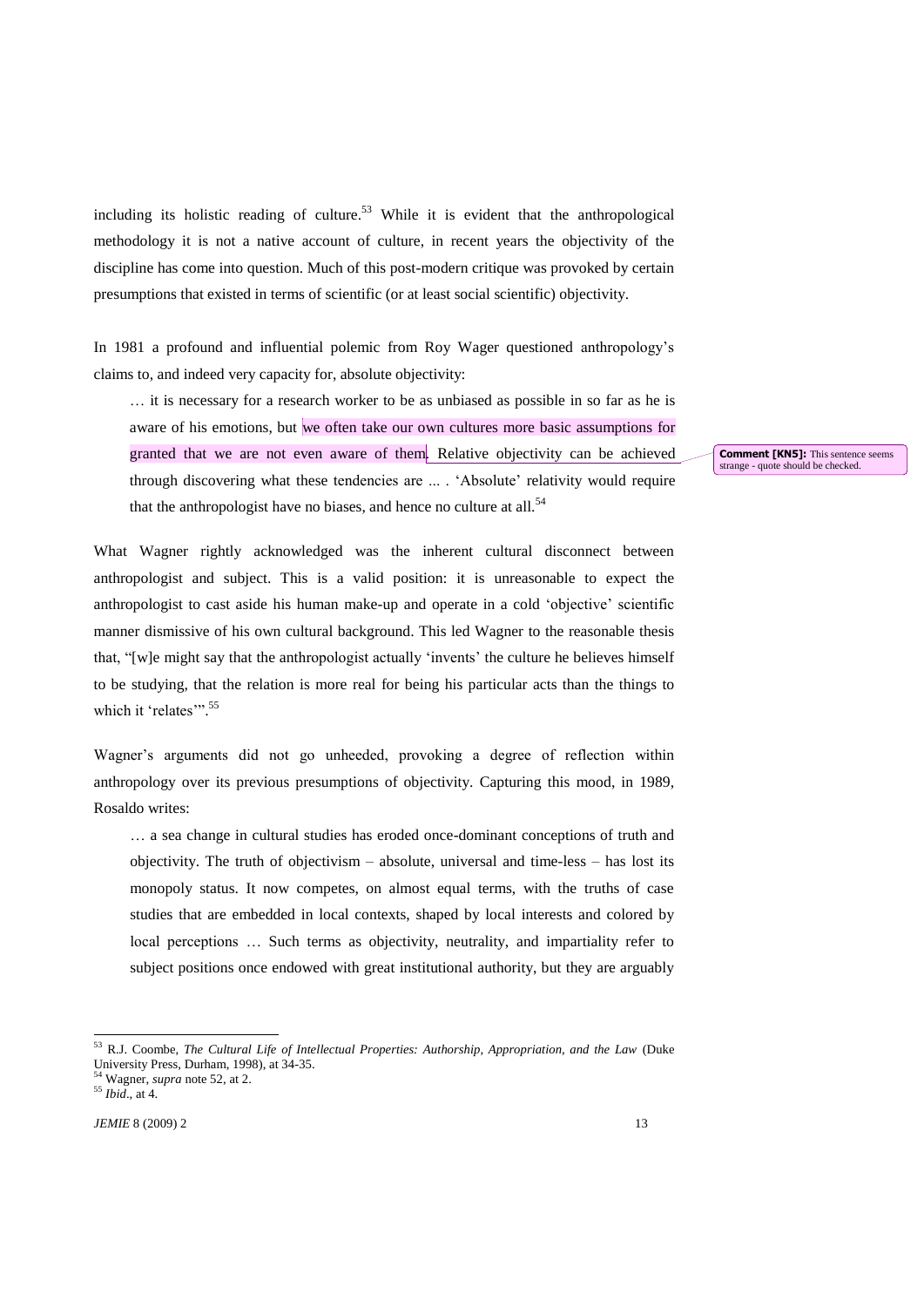including its holistic reading of culture.[53] While it is evident that the anthropological methodology it is not a native account of culture, in recent years the objectivity of the discipline has come into question. Much of this post-modern critique was provoked by certain presumptions that existed in terms of scientific (or at least social scientific) objectivity.

In 1981 a profound and influential polemic from Roy Wager questioned anthropology's claims to, and indeed very capacity for, absolute objectivity:

> … it is necessary for a research worker to be as unbiased as possible in so far as he is aware of his emotions, but we often take our own cultures more basic assumptions for granted that we are not even aware of them. Relative objectivity can be achieved through discovering what these tendencies are ... . 'Absolute' relativity would require that the anthropologist have no biases, and hence no culture at all.[54]

**Comment [KN5]:** This sentence seems strange - quote should be checked.

What Wagner rightly acknowledged was the inherent cultural disconnect between anthropologist and subject. This is a valid position: it is unreasonable to expect the anthropologist to cast aside his human make-up and operate in a cold 'objective' scientific manner dismissive of his own cultural background. This led Wagner to the reasonable thesis that, "[w]e might say that the anthropologist actually 'invents' the culture he believes himself to be studying, that the relation is more real for being his particular acts than the things to which it 'relates'".[55]

Wagner's arguments did not go unheeded, provoking a degree of reflection within anthropology over its previous presumptions of objectivity. Capturing this mood, in 1989, Rosaldo writes:

> … a sea change in cultural studies has eroded once-dominant conceptions of truth and objectivity. The truth of objectivism – absolute, universal and time-less – has lost its monopoly status. It now competes, on almost equal terms, with the truths of case studies that are embedded in local contexts, shaped by local interests and colored by local perceptions … Such terms as objectivity, neutrality, and impartiality refer to subject positions once endowed with great institutional authority, but they are arguably

---

[53] R.J. Coombe, *The Cultural Life of Intellectual Properties: Authorship, Appropriation, and the Law* (Duke University Press, Durham, 1998), at 34-35.

[54] Wagner, *supra* note 52, at 2.

[55] *Ibid*., at 4.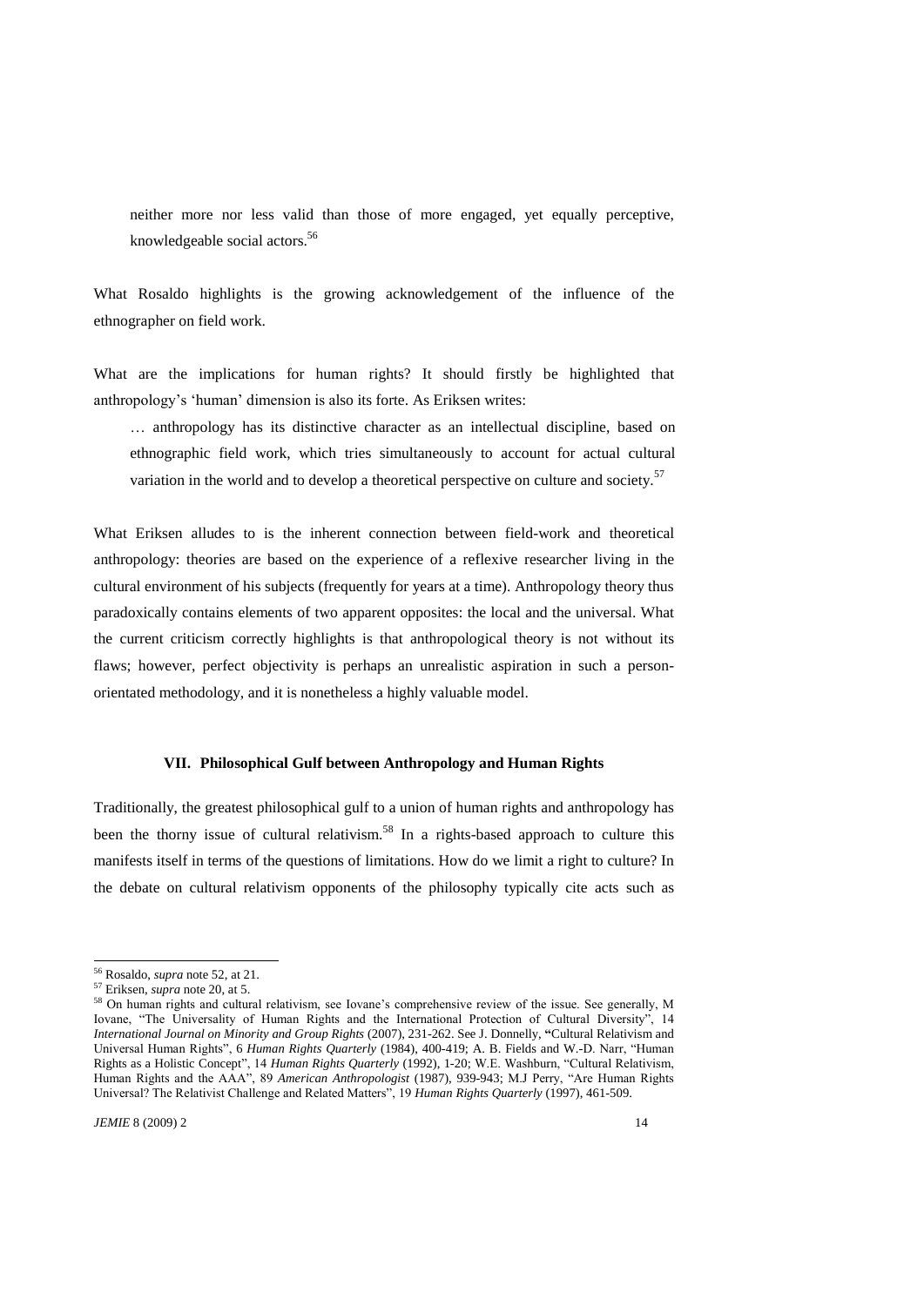> neither more nor less valid than those of more engaged, yet equally perceptive, knowledgeable social actors.[56]

What Rosaldo highlights is the growing acknowledgement of the influence of the ethnographer on field work.

What are the implications for human rights? It should firstly be highlighted that anthropology's 'human' dimension is also its forte. As Eriksen writes:

> … anthropology has its distinctive character as an intellectual discipline, based on ethnographic field work, which tries simultaneously to account for actual cultural variation in the world and to develop a theoretical perspective on culture and society.[57]

What Eriksen alludes to is the inherent connection between field-work and theoretical anthropology: theories are based on the experience of a reflexive researcher living in the cultural environment of his subjects (frequently for years at a time). Anthropology theory thus paradoxically contains elements of two apparent opposites: the local and the universal. What the current criticism correctly highlights is that anthropological theory is not without its flaws; however, perfect objectivity is perhaps an unrealistic aspiration in such a person-orientated methodology, and it is nonetheless a highly valuable model.

## VII. Philosophical Gulf between Anthropology and Human Rights

Traditionally, the greatest philosophical gulf to a union of human rights and anthropology has been the thorny issue of cultural relativism.[58] In a rights-based approach to culture this manifests itself in terms of the questions of limitations. How do we limit a right to culture? In the debate on cultural relativism opponents of the philosophy typically cite acts such as

---

[56] Rosaldo, *supra* note 52, at 21.

[57] Eriksen, *supra* note 20, at 5.

[58] On human rights and cultural relativism, see Iovane's comprehensive review of the issue. See generally, M Iovane, "The Universality of Human Rights and the International Protection of Cultural Diversity", 14 *International Journal on Minority and Group Rights* (2007), 231-262. See J. Donnelly, "Cultural Relativism and Universal Human Rights", 6 *Human Rights Quarterly* (1984), 400-419; A. B. Fields and W.-D. Narr, "Human Rights as a Holistic Concept", 14 *Human Rights Quarterly* (1992), 1-20; W.E. Washburn, "Cultural Relativism, Human Rights and the AAA", 89 *American Anthropologist* (1987), 939-943; M.J Perry, "Are Human Rights Universal? The Relativist Challenge and Related Matters", 19 *Human Rights Quarterly* (1997), 461-509.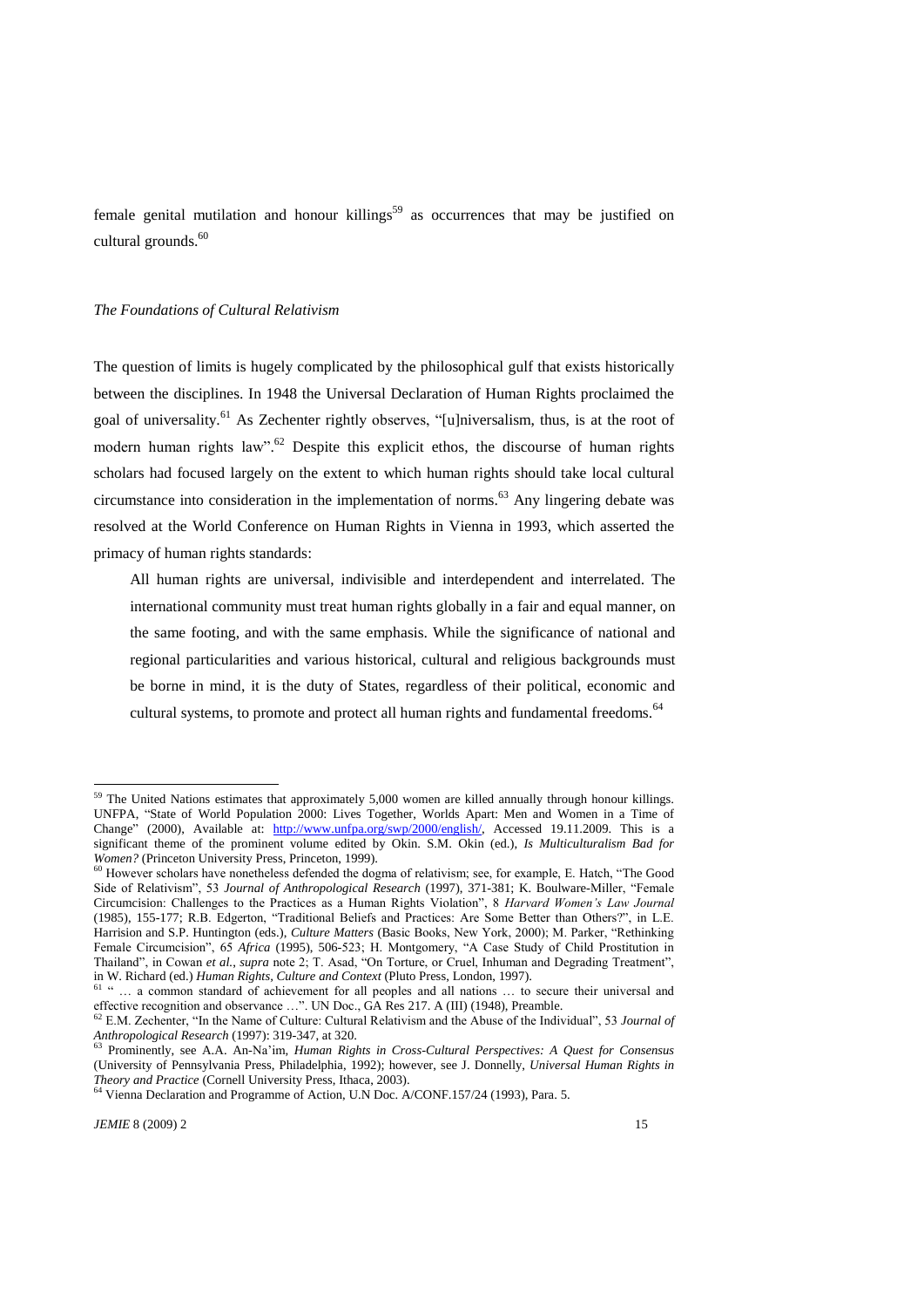female genital mutilation and honour killings[59] as occurrences that may be justified on cultural grounds.[60]

*The Foundations of Cultural Relativism*

The question of limits is hugely complicated by the philosophical gulf that exists historically between the disciplines. In 1948 the Universal Declaration of Human Rights proclaimed the goal of universality.[61] As Zechenter rightly observes, "[u]niversalism, thus, is at the root of modern human rights law".[62] Despite this explicit ethos, the discourse of human rights scholars had focused largely on the extent to which human rights should take local cultural circumstance into consideration in the implementation of norms.[63] Any lingering debate was resolved at the World Conference on Human Rights in Vienna in 1993, which asserted the primacy of human rights standards:

> All human rights are universal, indivisible and interdependent and interrelated. The international community must treat human rights globally in a fair and equal manner, on the same footing, and with the same emphasis. While the significance of national and regional particularities and various historical, cultural and religious backgrounds must be borne in mind, it is the duty of States, regardless of their political, economic and cultural systems, to promote and protect all human rights and fundamental freedoms.[64]

---

[59] The United Nations estimates that approximately 5,000 women are killed annually through honour killings. UNFPA, "State of World Population 2000: Lives Together, Worlds Apart: Men and Women in a Time of Change" (2000), Available at: http://www.unfpa.org/swp/2000/english/, Accessed 19.11.2009. This is a significant theme of the prominent volume edited by Okin. S.M. Okin (ed.), *Is Multiculturalism Bad for Women?* (Princeton University Press, Princeton, 1999).

[60] However scholars have nonetheless defended the dogma of relativism; see, for example, E. Hatch, "The Good Side of Relativism", 53 *Journal of Anthropological Research* (1997), 371-381; K. Boulware-Miller, "Female Circumcision: Challenges to the Practices as a Human Rights Violation", 8 *Harvard Women's Law Journal* (1985), 155-177; R.B. Edgerton, "Traditional Beliefs and Practices: Are Some Better than Others?", in L.E. Harrision and S.P. Huntington (eds.), *Culture Matters* (Basic Books, New York, 2000); M. Parker, "Rethinking Female Circumcision", 65 *Africa* (1995), 506-523; H. Montgomery, "A Case Study of Child Prostitution in Thailand", in Cowan *et al.*, *supra* note 2; T. Asad, "On Torture, or Cruel, Inhuman and Degrading Treatment", in W. Richard (ed.) *Human Rights, Culture and Context* (Pluto Press, London, 1997).

[61] " … a common standard of achievement for all peoples and all nations … to secure their universal and effective recognition and observance …". UN Doc., GA Res 217. A (III) (1948), Preamble.

[62] E.M. Zechenter, "In the Name of Culture: Cultural Relativism and the Abuse of the Individual", 53 *Journal of Anthropological Research* (1997): 319-347, at 320.

[63] Prominently, see A.A. An-Na'im, *Human Rights in Cross-Cultural Perspectives: A Quest for Consensus* (University of Pennsylvania Press, Philadelphia, 1992); however, see J. Donnelly, *Universal Human Rights in Theory and Practice* (Cornell University Press, Ithaca, 2003).

[64] Vienna Declaration and Programme of Action, U.N Doc. A/CONF.157/24 (1993), Para. 5.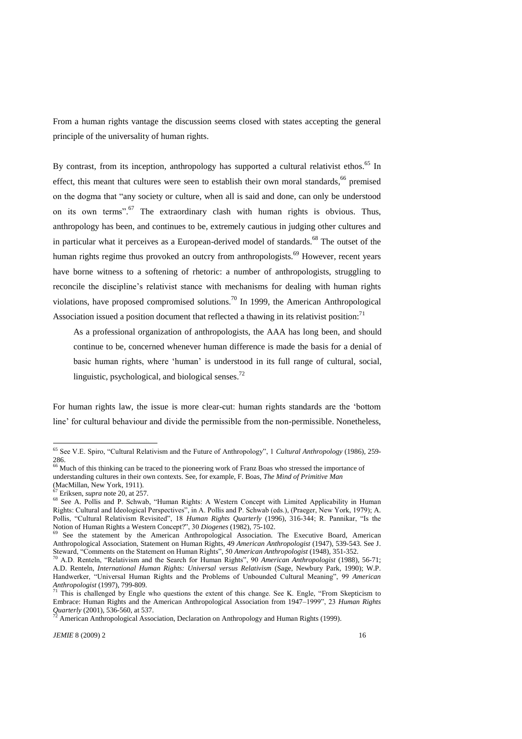From a human rights vantage the discussion seems closed with states accepting the general principle of the universality of human rights.

By contrast, from its inception, anthropology has supported a cultural relativist ethos.[65] In effect, this meant that cultures were seen to establish their own moral standards,[66] premised on the dogma that "any society or culture, when all is said and done, can only be understood on its own terms".[67] The extraordinary clash with human rights is obvious. Thus, anthropology has been, and continues to be, extremely cautious in judging other cultures and in particular what it perceives as a European-derived model of standards.[68] The outset of the human rights regime thus provoked an outcry from anthropologists.[69] However, recent years have borne witness to a softening of rhetoric: a number of anthropologists, struggling to reconcile the discipline's relativist stance with mechanisms for dealing with human rights violations, have proposed compromised solutions.[70] In 1999, the American Anthropological Association issued a position document that reflected a thawing in its relativist position:[71]

> As a professional organization of anthropologists, the AAA has long been, and should continue to be, concerned whenever human difference is made the basis for a denial of basic human rights, where 'human' is understood in its full range of cultural, social, linguistic, psychological, and biological senses.[72]

For human rights law, the issue is more clear-cut: human rights standards are the 'bottom line' for cultural behaviour and divide the permissible from the non-permissible. Nonetheless,

---

[65] See V.E. Spiro, "Cultural Relativism and the Future of Anthropology", 1 *Cultural Anthropology* (1986), 259-286.

[66] Much of this thinking can be traced to the pioneering work of Franz Boas who stressed the importance of understanding cultures in their own contexts. See, for example, F. Boas, *The Mind of Primitive Man* (MacMillan, New York, 1911).

[67] Eriksen, *supra* note 20, at 257.

[68] See A. Pollis and P. Schwab, "Human Rights: A Western Concept with Limited Applicability in Human Rights: Cultural and Ideological Perspectives", in A. Pollis and P. Schwab (eds.), (Praeger, New York, 1979); A. Pollis, "Cultural Relativism Revisited", 18 *Human Rights Quarterly* (1996), 316-344; R. Pannikar, "Is the Notion of Human Rights a Western Concept?", 30 *Diogenes* (1982), 75-102.

[69] See the statement by the American Anthropological Association. The Executive Board, American Anthropological Association, Statement on Human Rights, 49 *American Anthropologist* (1947), 539-543. See J. Steward, "Comments on the Statement on Human Rights", 50 *American Anthropologist* (1948), 351-352.

[70] A.D. Renteln, "Relativism and the Search for Human Rights", 90 *American Anthropologist* (1988), 56-71; A.D. Renteln, *International Human Rights: Universal versus Relativism* (Sage, Newbury Park, 1990); W.P. Handwerker, "Universal Human Rights and the Problems of Unbounded Cultural Meaning", 99 *American Anthropologist* (1997), 799-809.

[71] This is challenged by Engle who questions the extent of this change. See K. Engle, "From Skepticism to Embrace: Human Rights and the American Anthropological Association from 1947–1999", 23 *Human Rights Quarterly* (2001), 536-560, at 537.

[72] American Anthropological Association, Declaration on Anthropology and Human Rights (1999).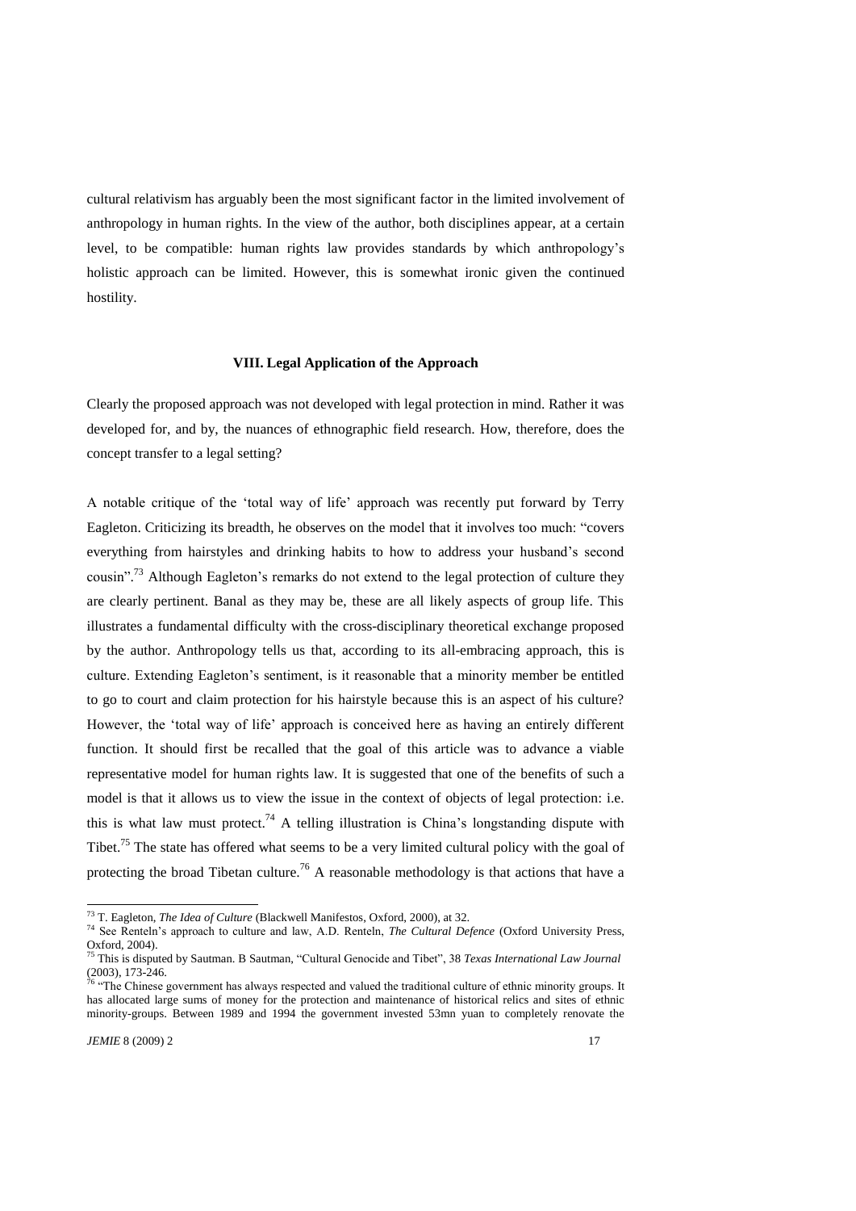cultural relativism has arguably been the most significant factor in the limited involvement of anthropology in human rights. In the view of the author, both disciplines appear, at a certain level, to be compatible: human rights law provides standards by which anthropology's holistic approach can be limited. However, this is somewhat ironic given the continued hostility.

## VIII. Legal Application of the Approach

Clearly the proposed approach was not developed with legal protection in mind. Rather it was developed for, and by, the nuances of ethnographic field research. How, therefore, does the concept transfer to a legal setting?

A notable critique of the 'total way of life' approach was recently put forward by Terry Eagleton. Criticizing its breadth, he observes on the model that it involves too much: "covers everything from hairstyles and drinking habits to how to address your husband's second cousin".[73] Although Eagleton's remarks do not extend to the legal protection of culture they are clearly pertinent. Banal as they may be, these are all likely aspects of group life. This illustrates a fundamental difficulty with the cross-disciplinary theoretical exchange proposed by the author. Anthropology tells us that, according to its all-embracing approach, this is culture. Extending Eagleton's sentiment, is it reasonable that a minority member be entitled to go to court and claim protection for his hairstyle because this is an aspect of his culture? However, the 'total way of life' approach is conceived here as having an entirely different function. It should first be recalled that the goal of this article was to advance a viable representative model for human rights law. It is suggested that one of the benefits of such a model is that it allows us to view the issue in the context of objects of legal protection: i.e. this is what law must protect.[74] A telling illustration is China's longstanding dispute with Tibet.[75] The state has offered what seems to be a very limited cultural policy with the goal of protecting the broad Tibetan culture.[76] A reasonable methodology is that actions that have a

---

[73] T. Eagleton, *The Idea of Culture* (Blackwell Manifestos, Oxford, 2000), at 32.

[74] See Renteln's approach to culture and law, A.D. Renteln, *The Cultural Defence* (Oxford University Press, Oxford, 2004).

[75] This is disputed by Sautman. B Sautman, "Cultural Genocide and Tibet", 38 *Texas International Law Journal* (2003), 173-246.

[76] "The Chinese government has always respected and valued the traditional culture of ethnic minority groups. It has allocated large sums of money for the protection and maintenance of historical relics and sites of ethnic minority-groups. Between 1989 and 1994 the government invested 53mn yuan to completely renovate the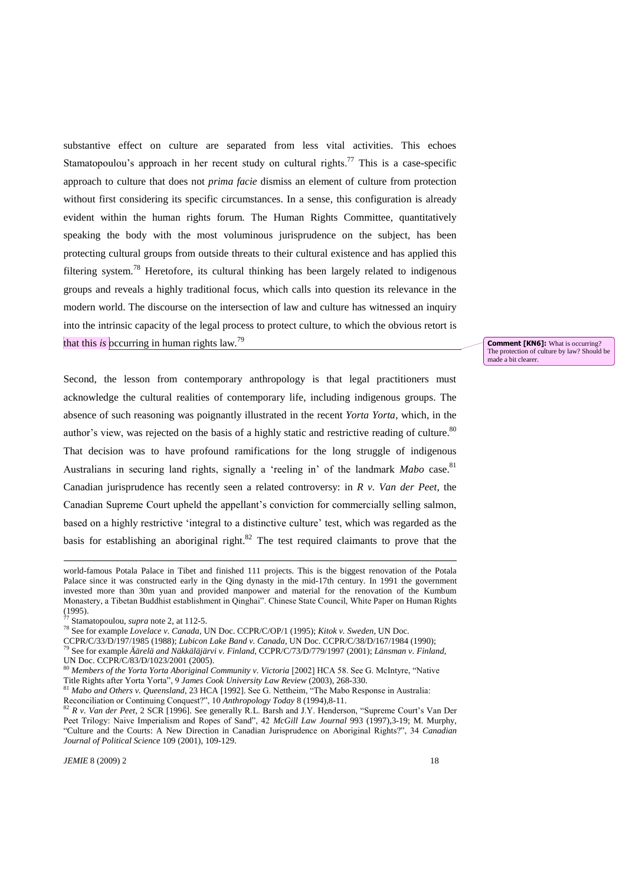substantive effect on culture are separated from less vital activities. This echoes Stamatopoulou's approach in her recent study on cultural rights.[77] This is a case-specific approach to culture that does not *prima facie* dismiss an element of culture from protection without first considering its specific circumstances. In a sense, this configuration is already evident within the human rights forum. The Human Rights Committee, quantitatively speaking the body with the most voluminous jurisprudence on the subject, has been protecting cultural groups from outside threats to their cultural existence and has applied this filtering system.[78] Heretofore, its cultural thinking has been largely related to indigenous groups and reveals a highly traditional focus, which calls into question its relevance in the modern world. The discourse on the intersection of law and culture has witnessed an inquiry into the intrinsic capacity of the legal process to protect culture, to which the obvious retort is that this *is* occurring in human rights law.[79]

**Comment [KN6]:** What is occurring? The protection of culture by law? Should be made a bit clearer.

Second, the lesson from contemporary anthropology is that legal practitioners must acknowledge the cultural realities of contemporary life, including indigenous groups. The absence of such reasoning was poignantly illustrated in the recent *Yorta Yorta*, which, in the author's view, was rejected on the basis of a highly static and restrictive reading of culture.[80] That decision was to have profound ramifications for the long struggle of indigenous Australians in securing land rights, signally a 'reeling in' of the landmark *Mabo* case.[81] Canadian jurisprudence has recently seen a related controversy: in *R v. Van der Peet*, the Canadian Supreme Court upheld the appellant's conviction for commercially selling salmon, based on a highly restrictive 'integral to a distinctive culture' test, which was regarded as the basis for establishing an aboriginal right.[82] The test required claimants to prove that the

---

world-famous Potala Palace in Tibet and finished 111 projects. This is the biggest renovation of the Potala Palace since it was constructed early in the Qing dynasty in the mid-17th century. In 1991 the government invested more than 30m yuan and provided manpower and material for the renovation of the Kumbum Monastery, a Tibetan Buddhist establishment in Qinghai". Chinese State Council, White Paper on Human Rights (1995).

[77] Stamatopoulou, *supra* note 2, at 112-5.

[78] See for example *Lovelace v. Canada*, UN Doc. CCPR/C/OP/1 (1995); *Kitok v. Sweden*, UN Doc. CCPR/C/33/D/197/1985 (1988); *Lubicon Lake Band v. Canada*, UN Doc. CCPR/C/38/D/167/1984 (1990);

[79] See for example *Äärelä and Näkkäläjärvi v. Finland*, CCPR/C/73/D/779/1997 (2001); *Länsman v. Finland*, UN Doc. CCPR/C/83/D/1023/2001 (2005).

[80] *Members of the Yorta Yorta Aboriginal Community v. Victoria* [2002] HCA 58. See G. McIntyre, "Native Title Rights after Yorta Yorta", 9 *James Cook University Law Review* (2003), 268-330.

[81] *Mabo and Others v. Queensland*, 23 HCA [1992]. See G. Nettheim, "The Mabo Response in Australia: Reconciliation or Continuing Conquest?", 10 *Anthropology Today* 8 (1994),8-11.

[82] *R v. Van der Peet*, 2 SCR [1996]. See generally R.L. Barsh and J.Y. Henderson, "Supreme Court's Van Der Peet Trilogy: Naive Imperialism and Ropes of Sand", 42 *McGill Law Journal* 993 (1997),3-19; M. Murphy, "Culture and the Courts: A New Direction in Canadian Jurisprudence on Aboriginal Rights?", 34 *Canadian Journal of Political Science* 109 (2001), 109-129.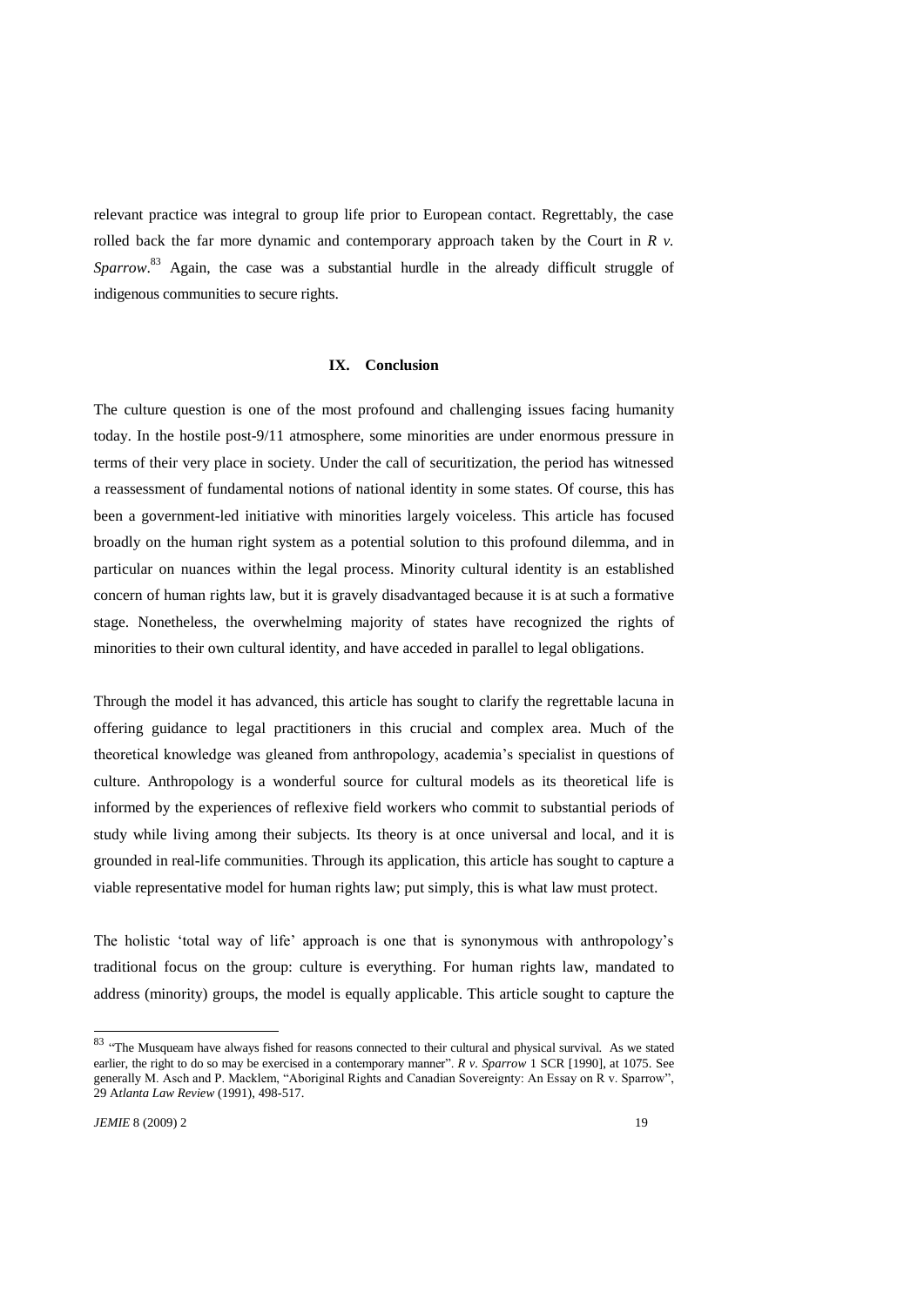relevant practice was integral to group life prior to European contact. Regrettably, the case rolled back the far more dynamic and contemporary approach taken by the Court in *R v. Sparrow*.[83] Again, the case was a substantial hurdle in the already difficult struggle of indigenous communities to secure rights.

## IX. Conclusion

The culture question is one of the most profound and challenging issues facing humanity today. In the hostile post-9/11 atmosphere, some minorities are under enormous pressure in terms of their very place in society. Under the call of securitization, the period has witnessed a reassessment of fundamental notions of national identity in some states. Of course, this has been a government-led initiative with minorities largely voiceless. This article has focused broadly on the human right system as a potential solution to this profound dilemma, and in particular on nuances within the legal process. Minority cultural identity is an established concern of human rights law, but it is gravely disadvantaged because it is at such a formative stage. Nonetheless, the overwhelming majority of states have recognized the rights of minorities to their own cultural identity, and have acceded in parallel to legal obligations.

Through the model it has advanced, this article has sought to clarify the regrettable lacuna in offering guidance to legal practitioners in this crucial and complex area. Much of the theoretical knowledge was gleaned from anthropology, academia's specialist in questions of culture. Anthropology is a wonderful source for cultural models as its theoretical life is informed by the experiences of reflexive field workers who commit to substantial periods of study while living among their subjects. Its theory is at once universal and local, and it is grounded in real-life communities. Through its application, this article has sought to capture a viable representative model for human rights law; put simply, this is what law must protect.

The holistic 'total way of life' approach is one that is synonymous with anthropology's traditional focus on the group: culture is everything. For human rights law, mandated to address (minority) groups, the model is equally applicable. This article sought to capture the

---

[83] "The Musqueam have always fished for reasons connected to their cultural and physical survival. As we stated earlier, the right to do so may be exercised in a contemporary manner". *R v. Sparrow* 1 SCR [1990], at 1075. See generally M. Asch and P. Macklem, "Aboriginal Rights and Canadian Sovereignty: An Essay on R v. Sparrow", 29 *Atlanta Law Review* (1991), 498-517.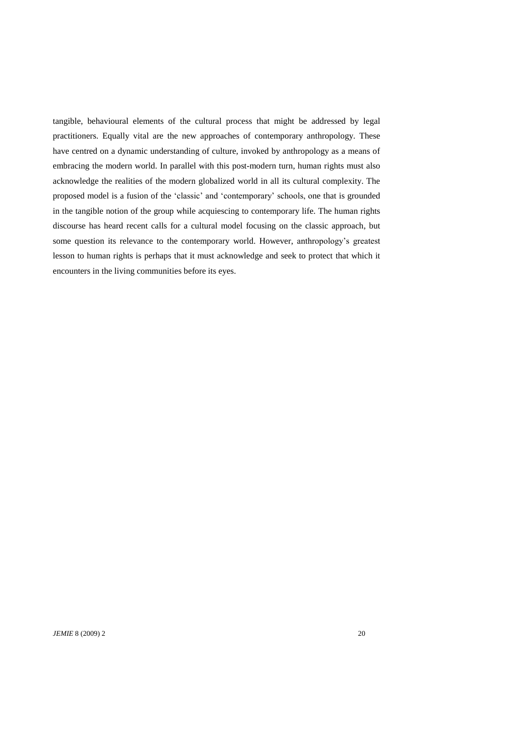tangible, behavioural elements of the cultural process that might be addressed by legal practitioners. Equally vital are the new approaches of contemporary anthropology. These have centred on a dynamic understanding of culture, invoked by anthropology as a means of embracing the modern world. In parallel with this post-modern turn, human rights must also acknowledge the realities of the modern globalized world in all its cultural complexity. The proposed model is a fusion of the 'classic' and 'contemporary' schools, one that is grounded in the tangible notion of the group while acquiescing to contemporary life. The human rights discourse has heard recent calls for a cultural model focusing on the classic approach, but some question its relevance to the contemporary world. However, anthropology's greatest lesson to human rights is perhaps that it must acknowledge and seek to protect that which it encounters in the living communities before its eyes.